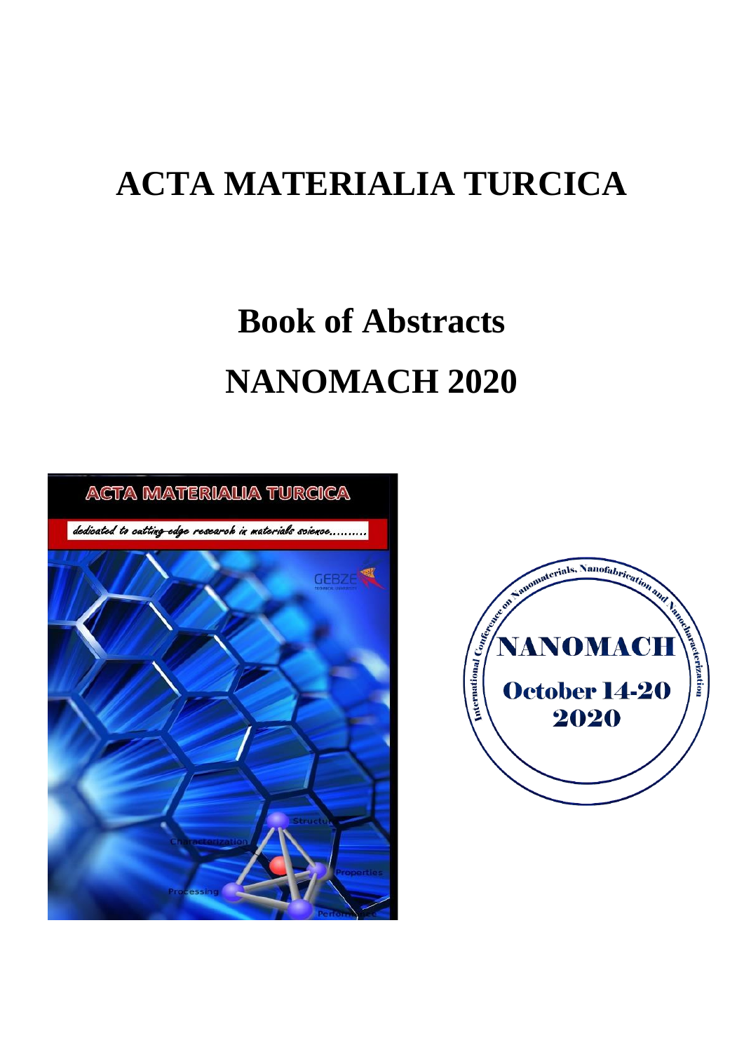# ACTA MATERIALIA TURCICA

# Book of Abstracts

# NANOMACH 2020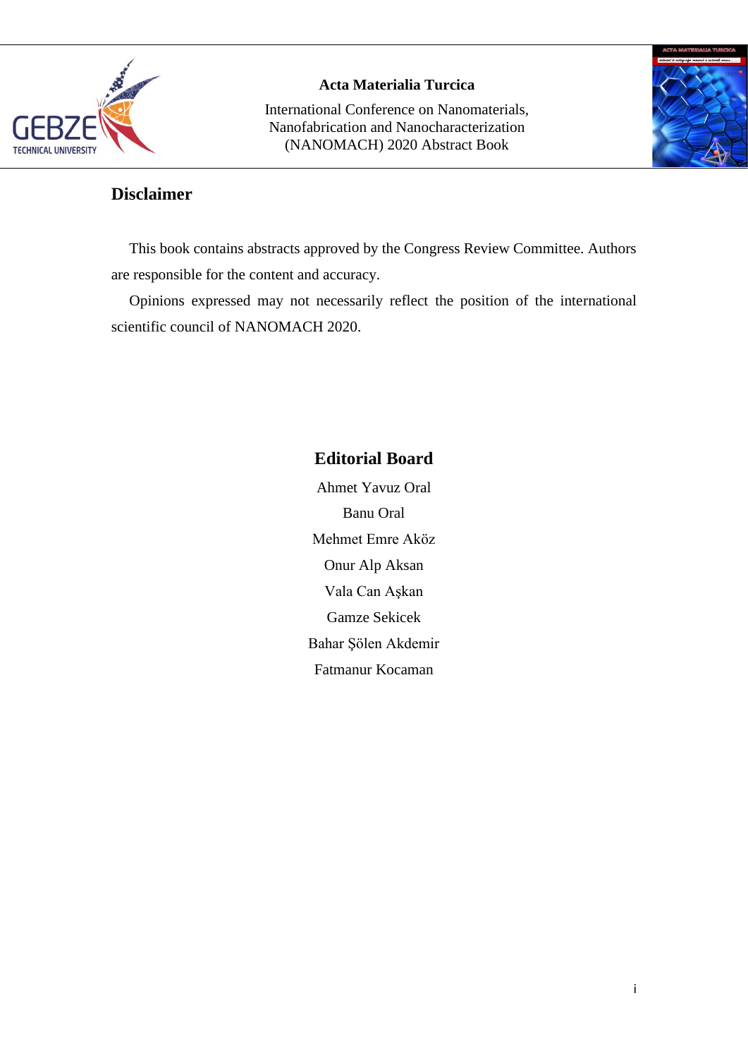## Disclaimer

This book contains abstracts approved by the Congress Review Committee. Authors are responsible for the content and accuracy.

Opinions expressed may not necessarily reflect the position of the international scientific council of NANOMACH 2020.

## Editorial Board

Ahmet Yavuz Oral

Banu Oral

Mehmet Emre Aköz

Onur Alp Aksan

Vala Can Aşkan

Gamze Sekicek

Bahar Şölen Akdemir

Fatmanur Kocaman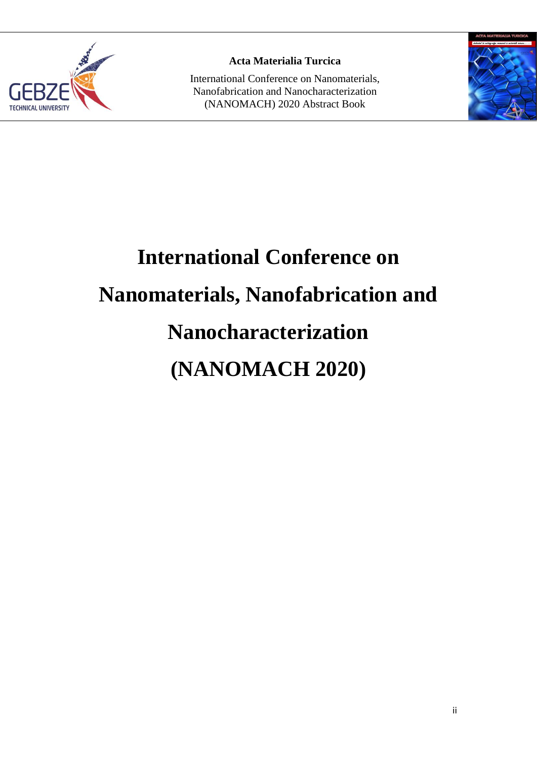# International Conference on Nanomaterials, Nanofabrication and Nanocharacterization (NANOMACH 2020)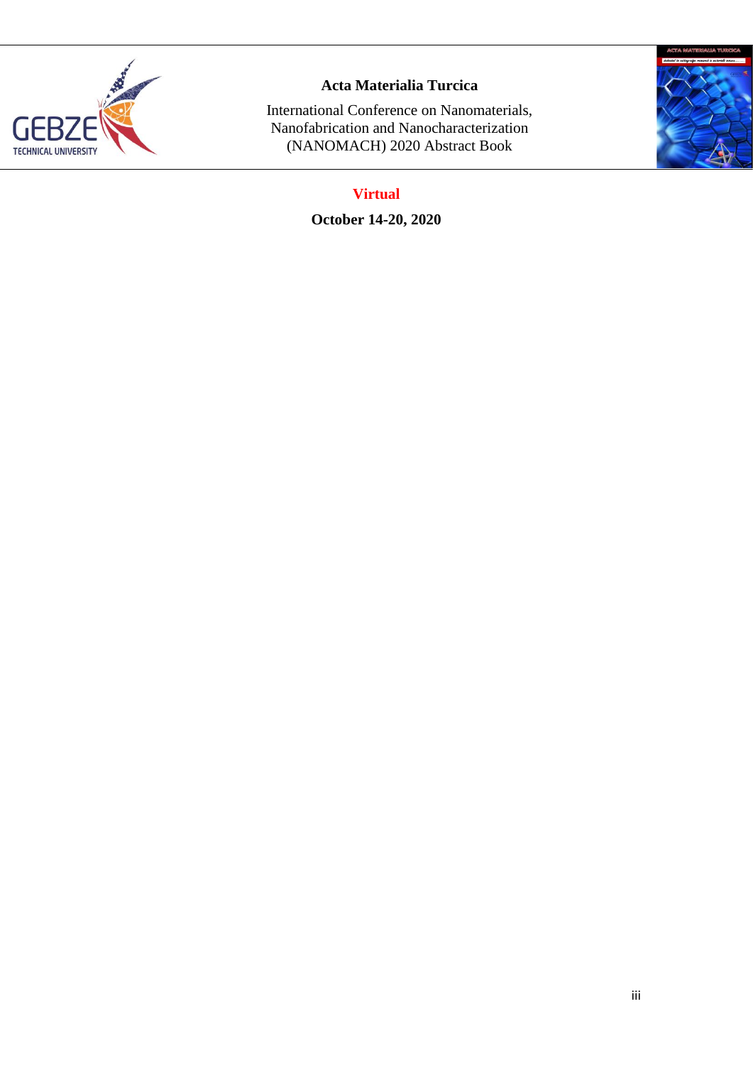**Acta Materialia Turcica**

International Conference on Nanomaterials, Nanofabrication and Nanocharacterization (NANOMACH) 2020 Abstract Book

**Virtual**

**October 14-20, 2020**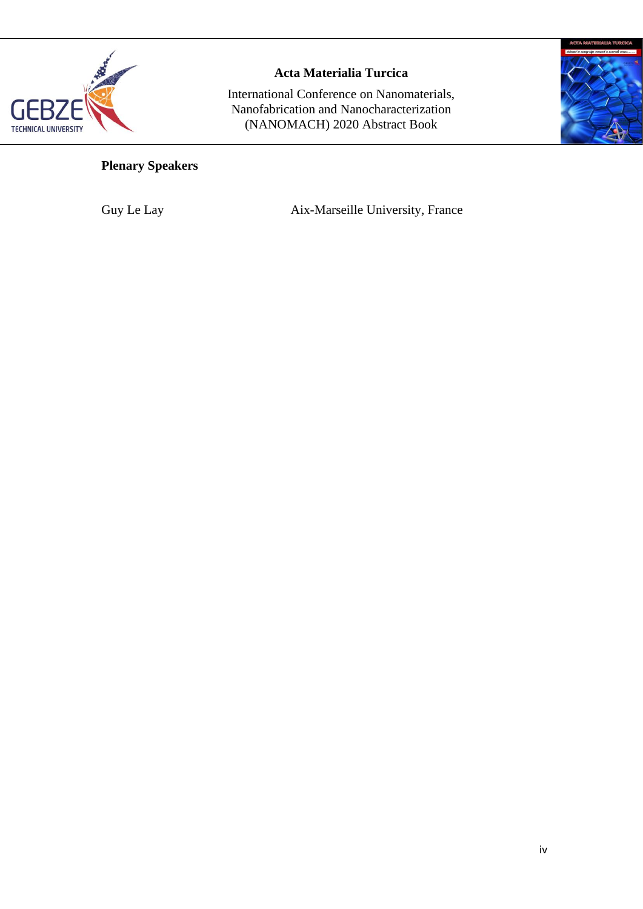## Plenary Speakers

| | |
|---|---|
| Guy Le Lay | Aix-Marseille University, France |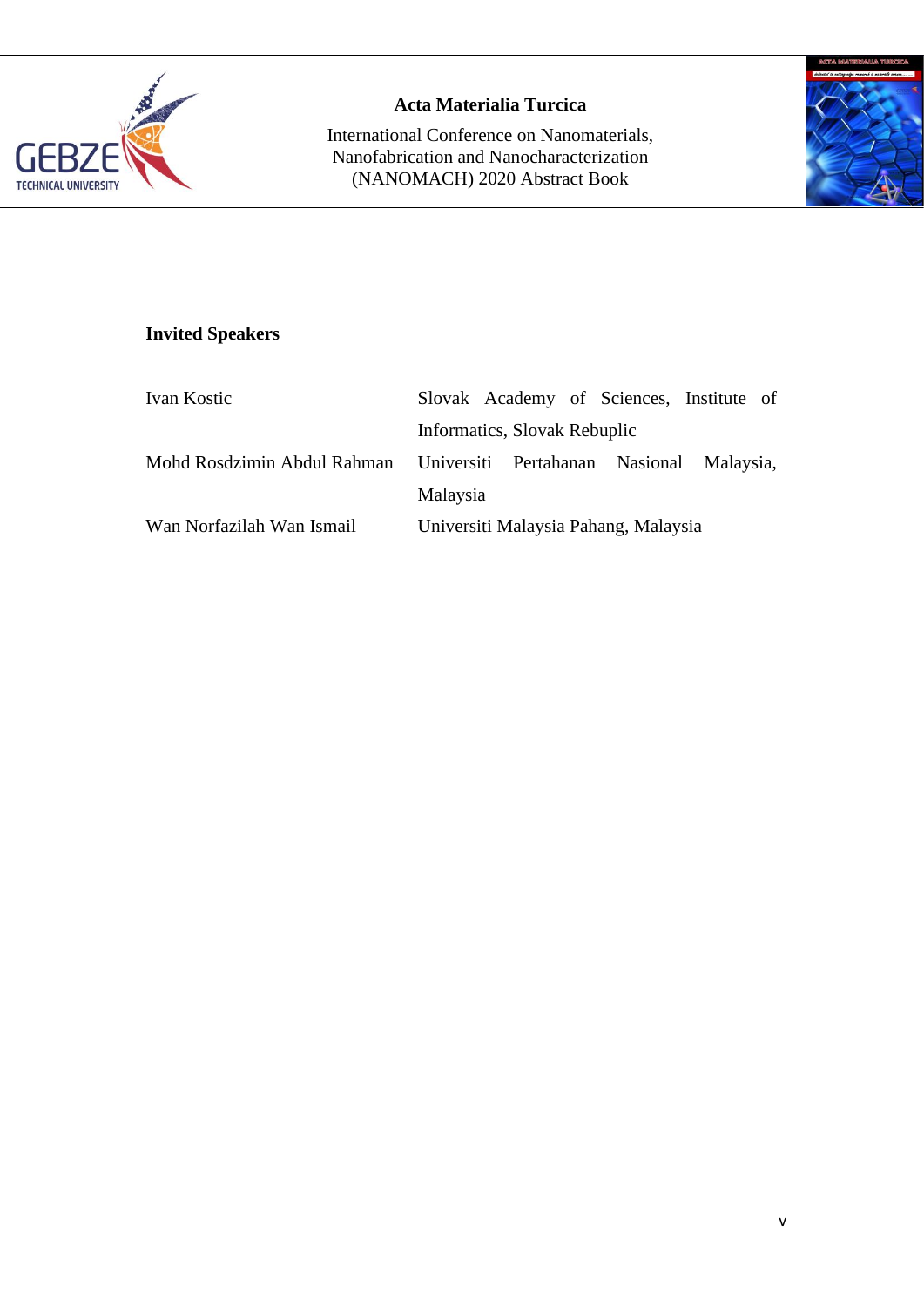## Invited Speakers

| | |
|---|---|
| Ivan Kostic | Slovak Academy of Sciences, Institute of Informatics, Slovak Rebuplic |
| Mohd Rosdzimin Abdul Rahman | Universiti Pertahanan Nasional Malaysia, Malaysia |
| Wan Norfazilah Wan Ismail | Universiti Malaysia Pahang, Malaysia |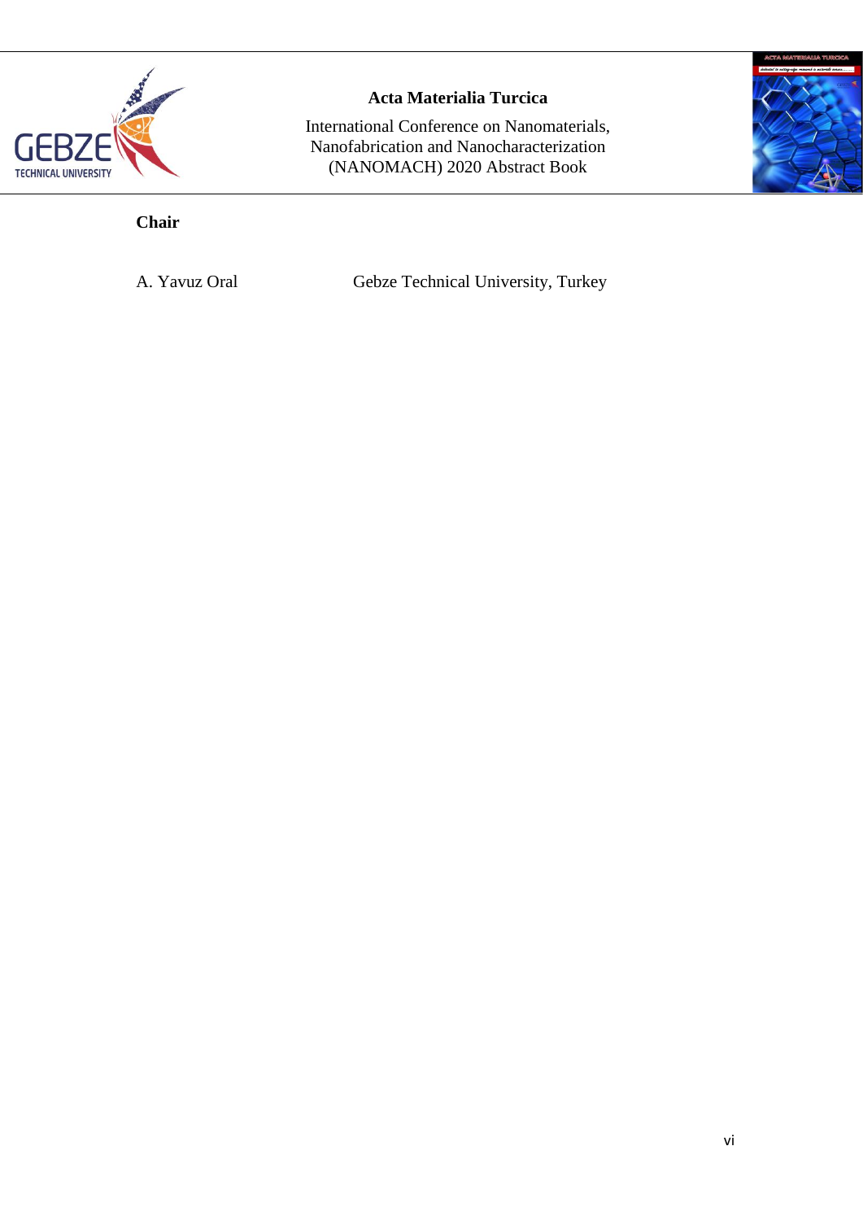**Chair**

A. Yavuz Oral — Gebze Technical University, Turkey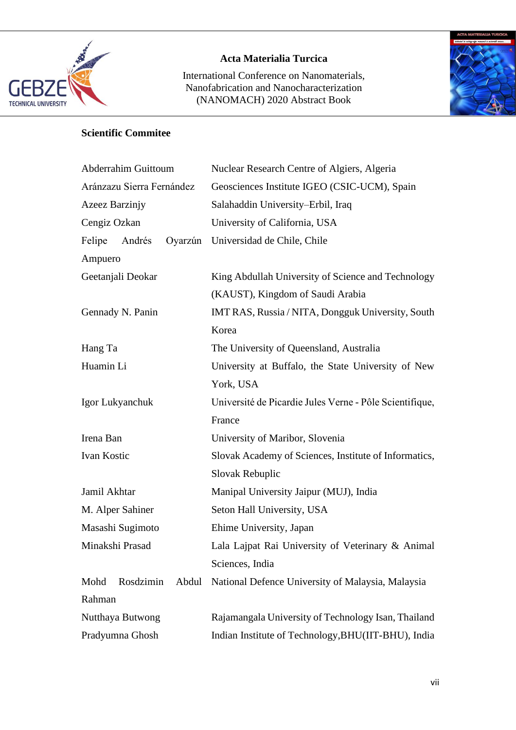**Scientific Commitee**

| | |
|---|---|
| Abderrahim Guittoum | Nuclear Research Centre of Algiers, Algeria |
| Aránzazu Sierra Fernández | Geosciences Institute IGEO (CSIC-UCM), Spain |
| Azeez Barzinjy | Salahaddin University–Erbil, Iraq |
| Cengiz Ozkan | University of California, USA |
| Felipe Andrés Oyarzún Ampuero | Universidad de Chile, Chile |
| Geetanjali Deokar | King Abdullah University of Science and Technology (KAUST), Kingdom of Saudi Arabia |
| Gennady N. Panin | IMT RAS, Russia / NITA, Dongguk University, South Korea |
| Hang Ta | The University of Queensland, Australia |
| Huamin Li | University at Buffalo, the State University of New York, USA |
| Igor Lukyanchuk | Université de Picardie Jules Verne - Pôle Scientifique, France |
| Irena Ban | University of Maribor, Slovenia |
| Ivan Kostic | Slovak Academy of Sciences, Institute of Informatics, Slovak Rebuplic |
| Jamil Akhtar | Manipal University Jaipur (MUJ), India |
| M. Alper Sahiner | Seton Hall University, USA |
| Masashi Sugimoto | Ehime University, Japan |
| Minakshi Prasad | Lala Lajpat Rai University of Veterinary & Animal Sciences, India |
| Mohd Rosdzimin Abdul Rahman | National Defence University of Malaysia, Malaysia |
| Nutthaya Butwong | Rajamangala University of Technology Isan, Thailand |
| Pradyumna Ghosh | Indian Institute of Technology,BHU(IIT-BHU), India |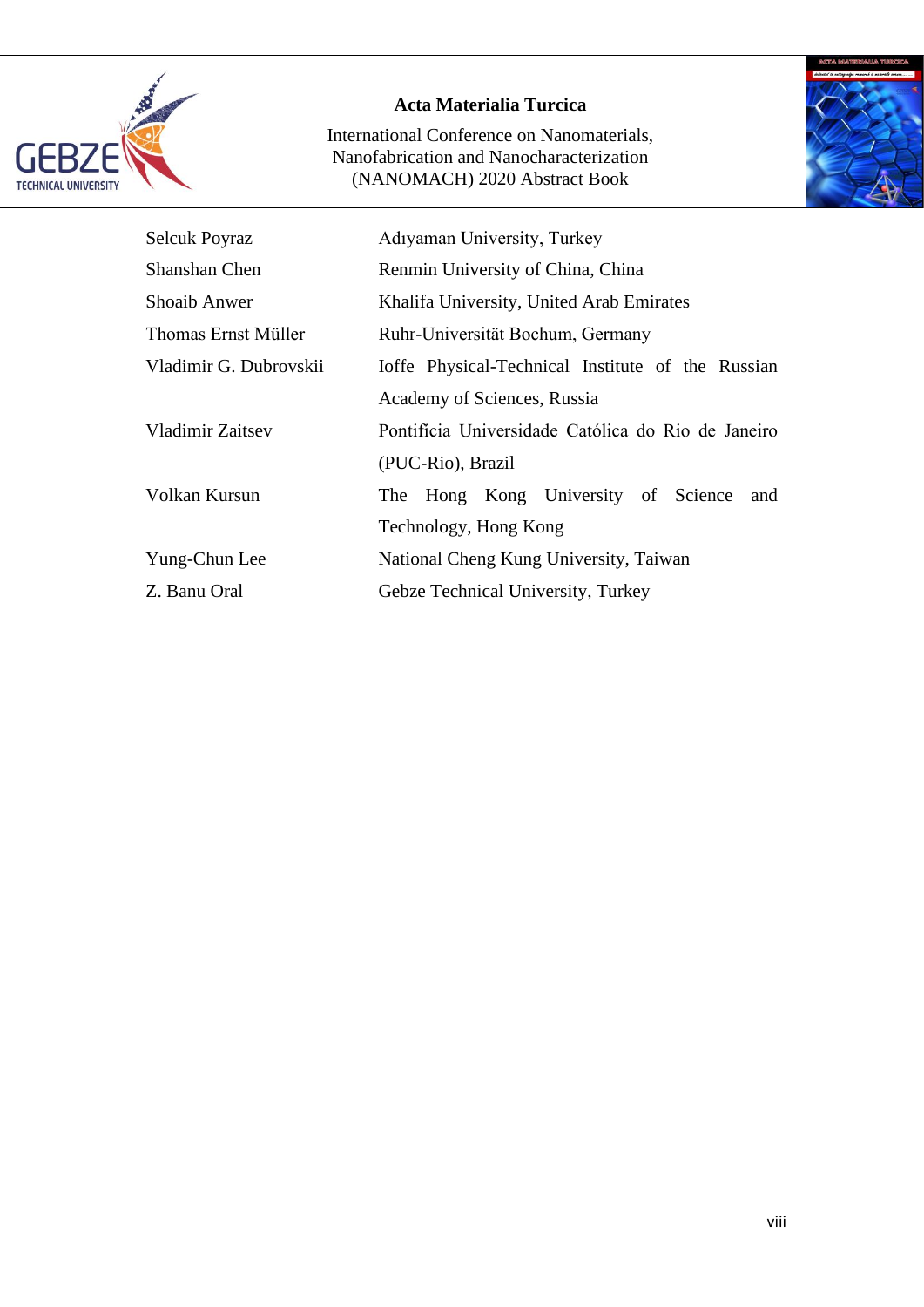| | |
|---|---|
| Selcuk Poyraz | Adıyaman University, Turkey |
| Shanshan Chen | Renmin University of China, China |
| Shoaib Anwer | Khalifa University, United Arab Emirates |
| Thomas Ernst Müller | Ruhr-Universität Bochum, Germany |
| Vladimir G. Dubrovskii | Ioffe Physical-Technical Institute of the Russian Academy of Sciences, Russia |
| Vladimir Zaitsev | Pontifícia Universidade Católica do Rio de Janeiro (PUC-Rio), Brazil |
| Volkan Kursun | The Hong Kong University of Science and Technology, Hong Kong |
| Yung-Chun Lee | National Cheng Kung University, Taiwan |
| Z. Banu Oral | Gebze Technical University, Turkey |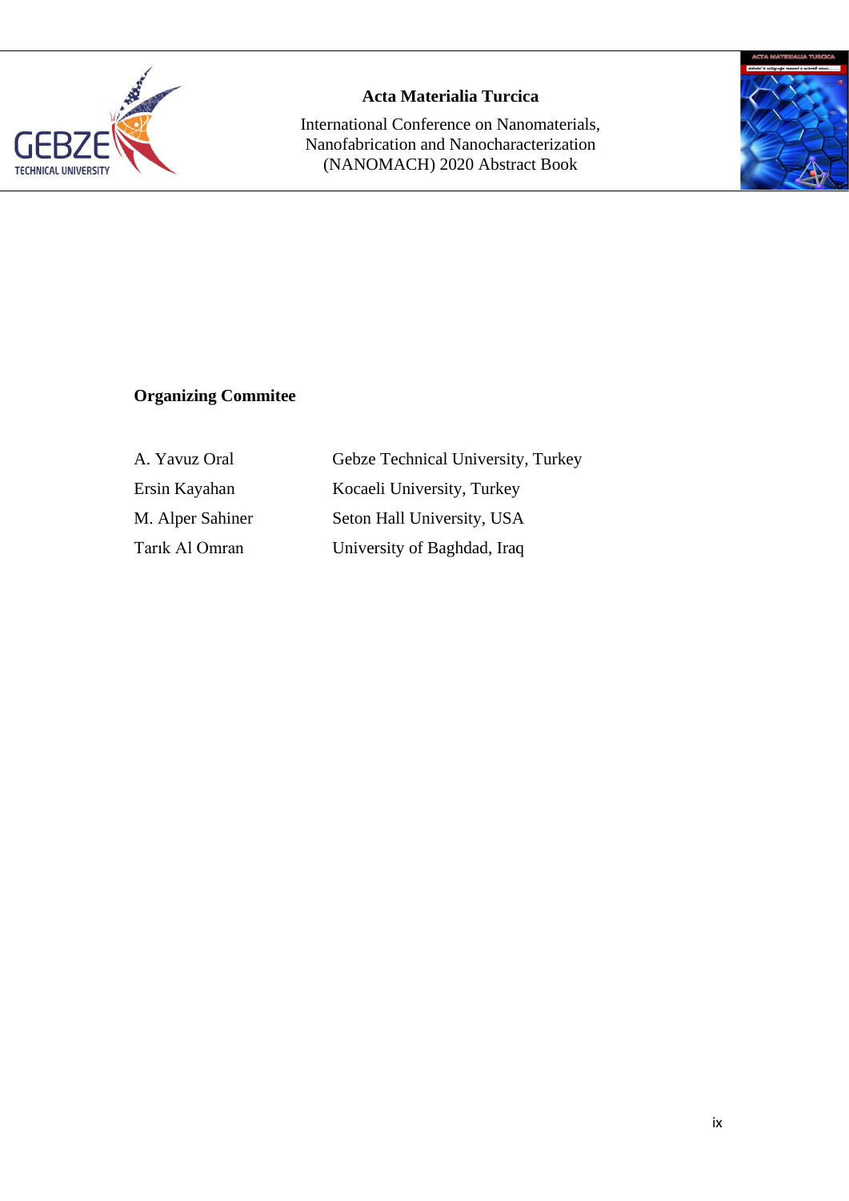## Organizing Commitee

| | |
|---|---|
| A. Yavuz Oral | Gebze Technical University, Turkey |
| Ersin Kayahan | Kocaeli University, Turkey |
| M. Alper Sahiner | Seton Hall University, USA |
| Tarık Al Omran | University of Baghdad, Iraq |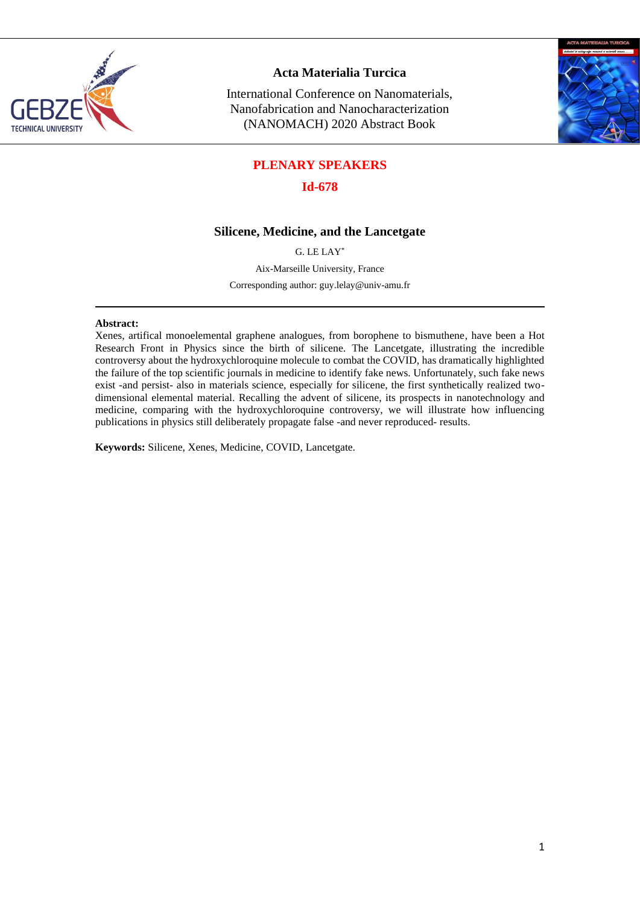## PLENARY SPEAKERS

## Id-678

# Silicene, Medicine, and the Lancetgate

G. LE LAY*

Aix-Marseille University, France

Corresponding author: guy.lelay@univ-amu.fr

---

**Abstract:**
Xenes, artifical monoelemental graphene analogues, from borophene to bismuthene, have been a Hot Research Front in Physics since the birth of silicene. The Lancetgate, illustrating the incredible controversy about the hydroxychloroquine molecule to combat the COVID, has dramatically highlighted the failure of the top scientific journals in medicine to identify fake news. Unfortunately, such fake news exist -and persist- also in materials science, especially for silicene, the first synthetically realized two-dimensional elemental material. Recalling the advent of silicene, its prospects in nanotechnology and medicine, comparing with the hydroxychloroquine controversy, we will illustrate how influencing publications in physics still deliberately propagate false -and never reproduced- results.

**Keywords:** Silicene, Xenes, Medicine, COVID, Lancetgate.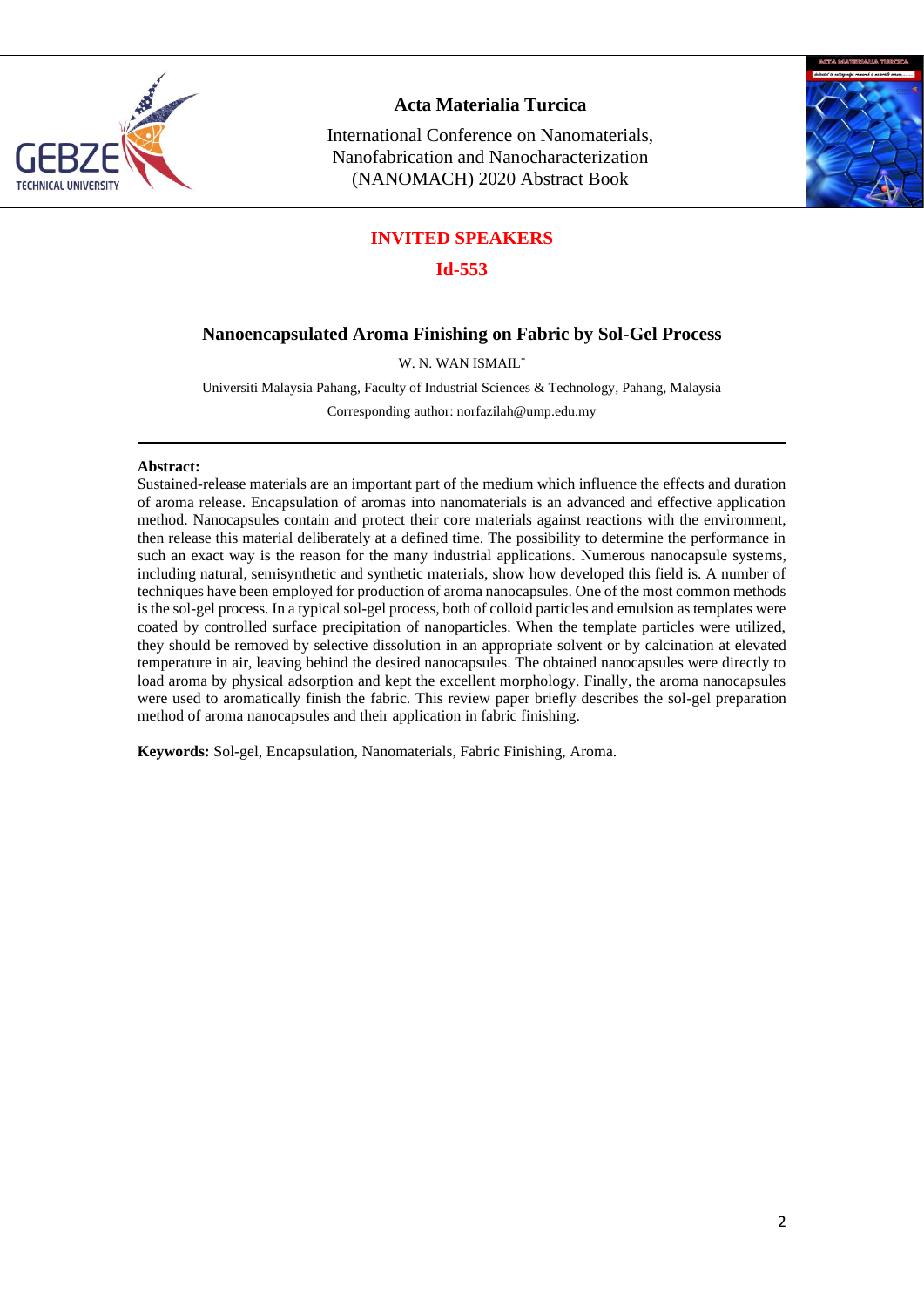## INVITED SPEAKERS

**Id-553**

# Nanoencapsulated Aroma Finishing on Fabric by Sol-Gel Process

W. N. WAN ISMAIL*

Universiti Malaysia Pahang, Faculty of Industrial Sciences & Technology, Pahang, Malaysia

Corresponding author: norfazilah@ump.edu.my

---

**Abstract:**

Sustained-release materials are an important part of the medium which influence the effects and duration of aroma release. Encapsulation of aromas into nanomaterials is an advanced and effective application method. Nanocapsules contain and protect their core materials against reactions with the environment, then release this material deliberately at a defined time. The possibility to determine the performance in such an exact way is the reason for the many industrial applications. Numerous nanocapsule systems, including natural, semisynthetic and synthetic materials, show how developed this field is. A number of techniques have been employed for production of aroma nanocapsules. One of the most common methods is the sol-gel process. In a typical sol-gel process, both of colloid particles and emulsion as templates were coated by controlled surface precipitation of nanoparticles. When the template particles were utilized, they should be removed by selective dissolution in an appropriate solvent or by calcination at elevated temperature in air, leaving behind the desired nanocapsules. The obtained nanocapsules were directly to load aroma by physical adsorption and kept the excellent morphology. Finally, the aroma nanocapsules were used to aromatically finish the fabric. This review paper briefly describes the sol-gel preparation method of aroma nanocapsules and their application in fabric finishing.

**Keywords:** Sol-gel, Encapsulation, Nanomaterials, Fabric Finishing, Aroma.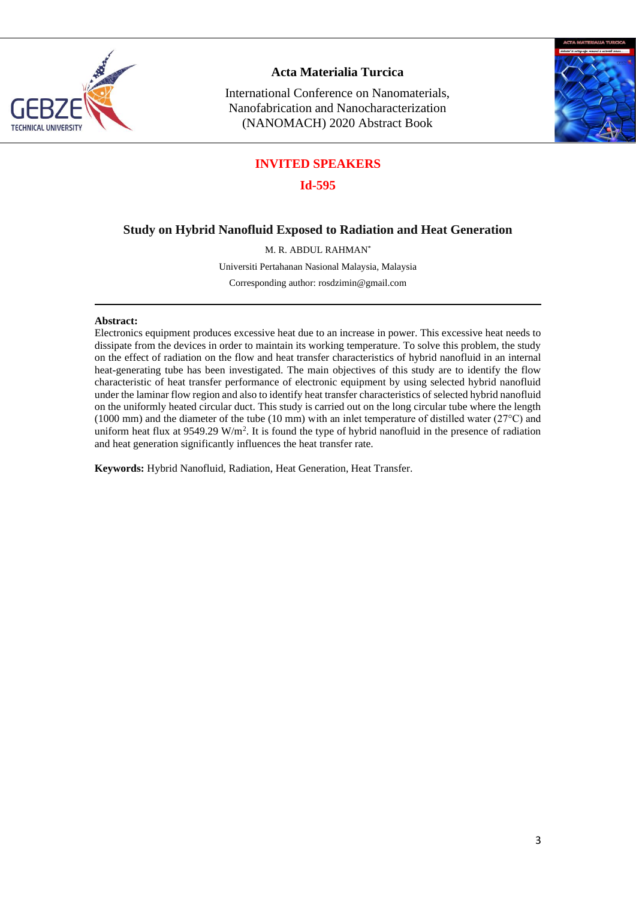## INVITED SPEAKERS

### Id-595

# Study on Hybrid Nanofluid Exposed to Radiation and Heat Generation

M. R. ABDUL RAHMAN*

Universiti Pertahanan Nasional Malaysia, Malaysia

Corresponding author: rosdzimin@gmail.com

---

**Abstract:**

Electronics equipment produces excessive heat due to an increase in power. This excessive heat needs to dissipate from the devices in order to maintain its working temperature. To solve this problem, the study on the effect of radiation on the flow and heat transfer characteristics of hybrid nanofluid in an internal heat-generating tube has been investigated. The main objectives of this study are to identify the flow characteristic of heat transfer performance of electronic equipment by using selected hybrid nanofluid under the laminar flow region and also to identify heat transfer characteristics of selected hybrid nanofluid on the uniformly heated circular duct. This study is carried out on the long circular tube where the length (1000 mm) and the diameter of the tube (10 mm) with an inlet temperature of distilled water (27°C) and uniform heat flux at 9549.29 W/m$^2$. It is found the type of hybrid nanofluid in the presence of radiation and heat generation significantly influences the heat transfer rate.

**Keywords:** Hybrid Nanofluid, Radiation, Heat Generation, Heat Transfer.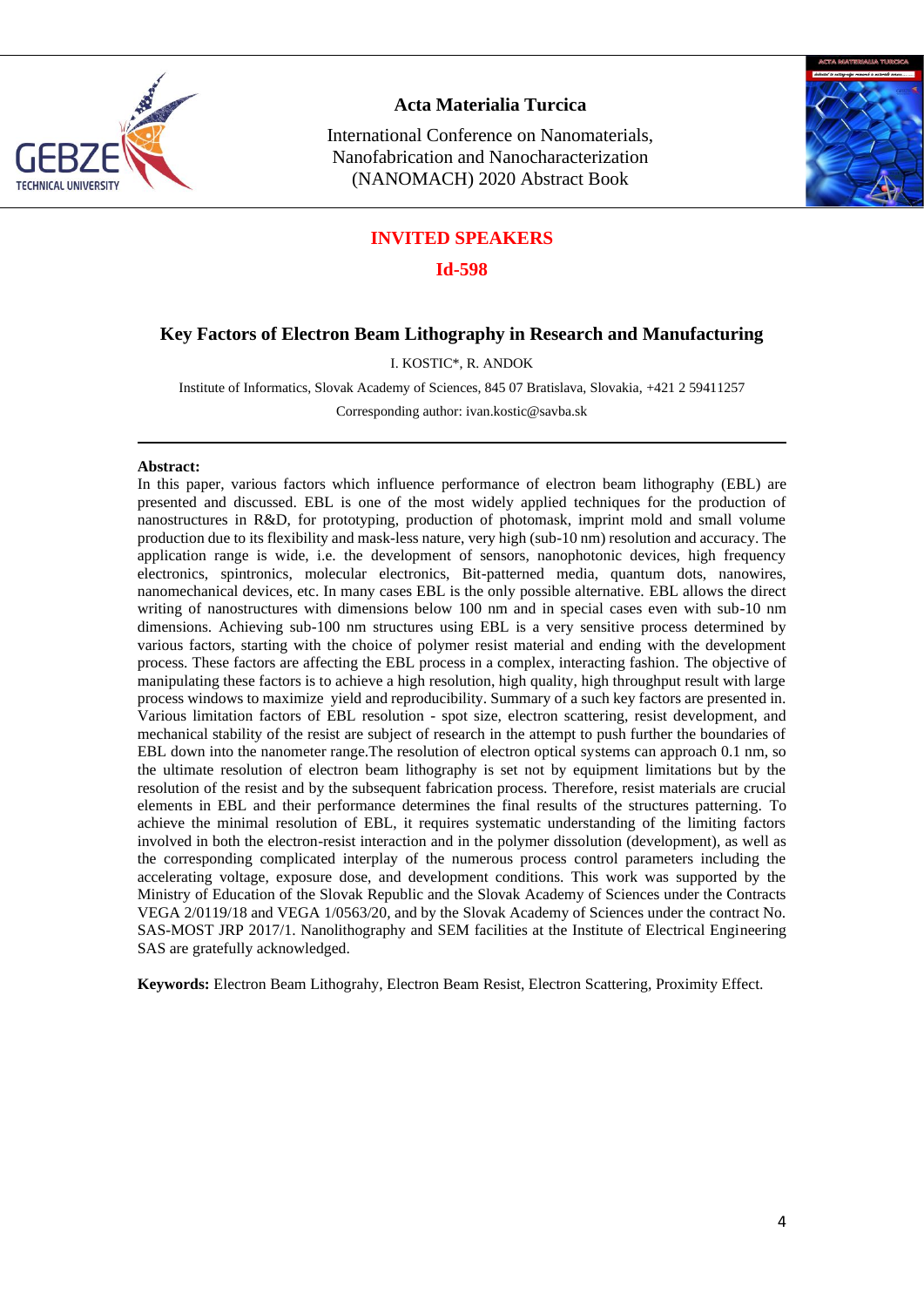## INVITED SPEAKERS

### Id-598

# Key Factors of Electron Beam Lithography in Research and Manufacturing

I. KOSTIC*, R. ANDOK

Institute of Informatics, Slovak Academy of Sciences, 845 07 Bratislava, Slovakia, +421 2 59411257

Corresponding author: ivan.kostic@savba.sk

---

**Abstract:**

In this paper, various factors which influence performance of electron beam lithography (EBL) are presented and discussed. EBL is one of the most widely applied techniques for the production of nanostructures in R&D, for prototyping, production of photomask, imprint mold and small volume production due to its flexibility and mask-less nature, very high (sub-10 nm) resolution and accuracy. The application range is wide, i.e. the development of sensors, nanophotonic devices, high frequency electronics, spintronics, molecular electronics, Bit-patterned media, quantum dots, nanowires, nanomechanical devices, etc. In many cases EBL is the only possible alternative. EBL allows the direct writing of nanostructures with dimensions below 100 nm and in special cases even with sub-10 nm dimensions. Achieving sub-100 nm structures using EBL is a very sensitive process determined by various factors, starting with the choice of polymer resist material and ending with the development process. These factors are affecting the EBL process in a complex, interacting fashion. The objective of manipulating these factors is to achieve a high resolution, high quality, high throughput result with large process windows to maximize yield and reproducibility. Summary of a such key factors are presented in. Various limitation factors of EBL resolution - spot size, electron scattering, resist development, and mechanical stability of the resist are subject of research in the attempt to push further the boundaries of EBL down into the nanometer range.The resolution of electron optical systems can approach 0.1 nm, so the ultimate resolution of electron beam lithography is set not by equipment limitations but by the resolution of the resist and by the subsequent fabrication process. Therefore, resist materials are crucial elements in EBL and their performance determines the final results of the structures patterning. To achieve the minimal resolution of EBL, it requires systematic understanding of the limiting factors involved in both the electron-resist interaction and in the polymer dissolution (development), as well as the corresponding complicated interplay of the numerous process control parameters including the accelerating voltage, exposure dose, and development conditions. This work was supported by the Ministry of Education of the Slovak Republic and the Slovak Academy of Sciences under the Contracts VEGA 2/0119/18 and VEGA 1/0563/20, and by the Slovak Academy of Sciences under the contract No. SAS-MOST JRP 2017/1. Nanolithography and SEM facilities at the Institute of Electrical Engineering SAS are gratefully acknowledged.

**Keywords:** Electron Beam Lithograhy, Electron Beam Resist, Electron Scattering, Proximity Effect.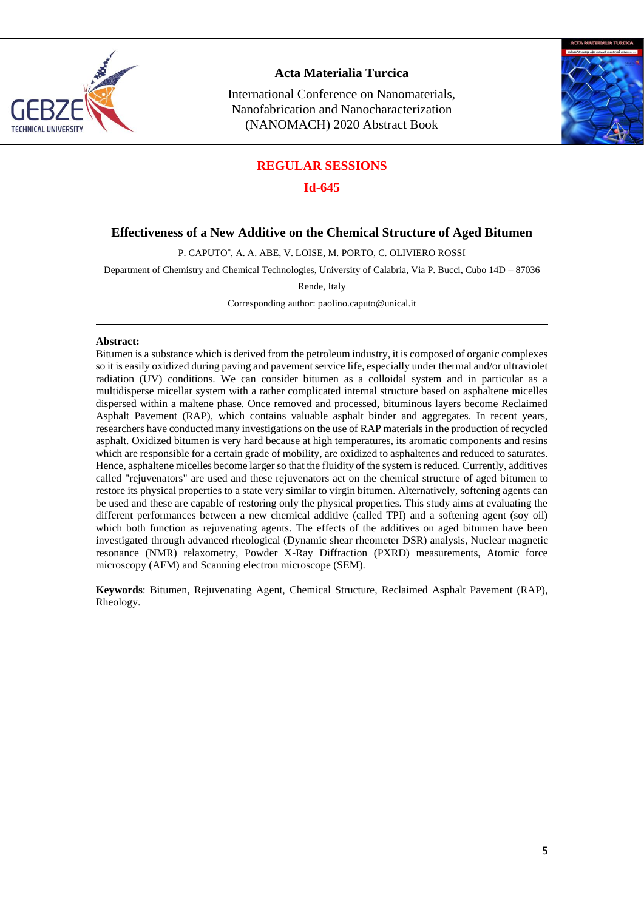## REGULAR SESSIONS

## Id-645

# Effectiveness of a New Additive on the Chemical Structure of Aged Bitumen

P. CAPUTO*, A. A. ABE, V. LOISE, M. PORTO, C. OLIVIERO ROSSI

Department of Chemistry and Chemical Technologies, University of Calabria, Via P. Bucci, Cubo 14D – 87036 Rende, Italy

Corresponding author: paolino.caputo@unical.it

---

**Abstract:**

Bitumen is a substance which is derived from the petroleum industry, it is composed of organic complexes so it is easily oxidized during paving and pavement service life, especially under thermal and/or ultraviolet radiation (UV) conditions. We can consider bitumen as a colloidal system and in particular as a multidisperse micellar system with a rather complicated internal structure based on asphaltene micelles dispersed within a maltene phase. Once removed and processed, bituminous layers become Reclaimed Asphalt Pavement (RAP), which contains valuable asphalt binder and aggregates. In recent years, researchers have conducted many investigations on the use of RAP materials in the production of recycled asphalt. Oxidized bitumen is very hard because at high temperatures, its aromatic components and resins which are responsible for a certain grade of mobility, are oxidized to asphaltenes and reduced to saturates. Hence, asphaltene micelles become larger so that the fluidity of the system is reduced. Currently, additives called "rejuvenators" are used and these rejuvenators act on the chemical structure of aged bitumen to restore its physical properties to a state very similar to virgin bitumen. Alternatively, softening agents can be used and these are capable of restoring only the physical properties. This study aims at evaluating the different performances between a new chemical additive (called TPI) and a softening agent (soy oil) which both function as rejuvenating agents. The effects of the additives on aged bitumen have been investigated through advanced rheological (Dynamic shear rheometer DSR) analysis, Nuclear magnetic resonance (NMR) relaxometry, Powder X-Ray Diffraction (PXRD) measurements, Atomic force microscopy (AFM) and Scanning electron microscope (SEM).

**Keywords**: Bitumen, Rejuvenating Agent, Chemical Structure, Reclaimed Asphalt Pavement (RAP), Rheology.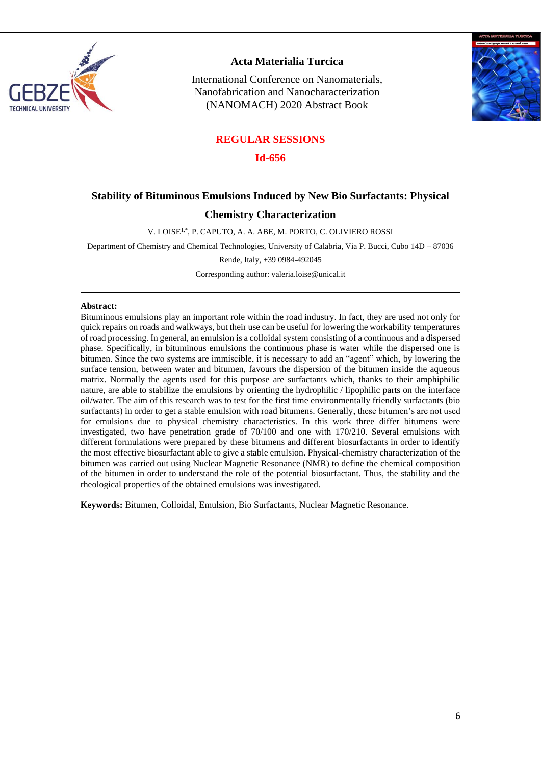## REGULAR SESSIONS

## Id-656

# Stability of Bituminous Emulsions Induced by New Bio Surfactants: Physical Chemistry Characterization

V. LOISE[1,*], P. CAPUTO, A. A. ABE, M. PORTO, C. OLIVIERO ROSSI

Department of Chemistry and Chemical Technologies, University of Calabria, Via P. Bucci, Cubo 14D – 87036 Rende, Italy, +39 0984-492045

Corresponding author: valeria.loise@unical.it

---

**Abstract:**

Bituminous emulsions play an important role within the road industry. In fact, they are used not only for quick repairs on roads and walkways, but their use can be useful for lowering the workability temperatures of road processing. In general, an emulsion is a colloidal system consisting of a continuous and a dispersed phase. Specifically, in bituminous emulsions the continuous phase is water while the dispersed one is bitumen. Since the two systems are immiscible, it is necessary to add an "agent" which, by lowering the surface tension, between water and bitumen, favours the dispersion of the bitumen inside the aqueous matrix. Normally the agents used for this purpose are surfactants which, thanks to their amphiphilic nature, are able to stabilize the emulsions by orienting the hydrophilic / lipophilic parts on the interface oil/water. The aim of this research was to test for the first time environmentally friendly surfactants (bio surfactants) in order to get a stable emulsion with road bitumens. Generally, these bitumen's are not used for emulsions due to physical chemistry characteristics. In this work three differ bitumens were investigated, two have penetration grade of 70/100 and one with 170/210. Several emulsions with different formulations were prepared by these bitumens and different biosurfactants in order to identify the most effective biosurfactant able to give a stable emulsion. Physical-chemistry characterization of the bitumen was carried out using Nuclear Magnetic Resonance (NMR) to define the chemical composition of the bitumen in order to understand the role of the potential biosurfactant. Thus, the stability and the rheological properties of the obtained emulsions was investigated.

**Keywords:** Bitumen, Colloidal, Emulsion, Bio Surfactants, Nuclear Magnetic Resonance.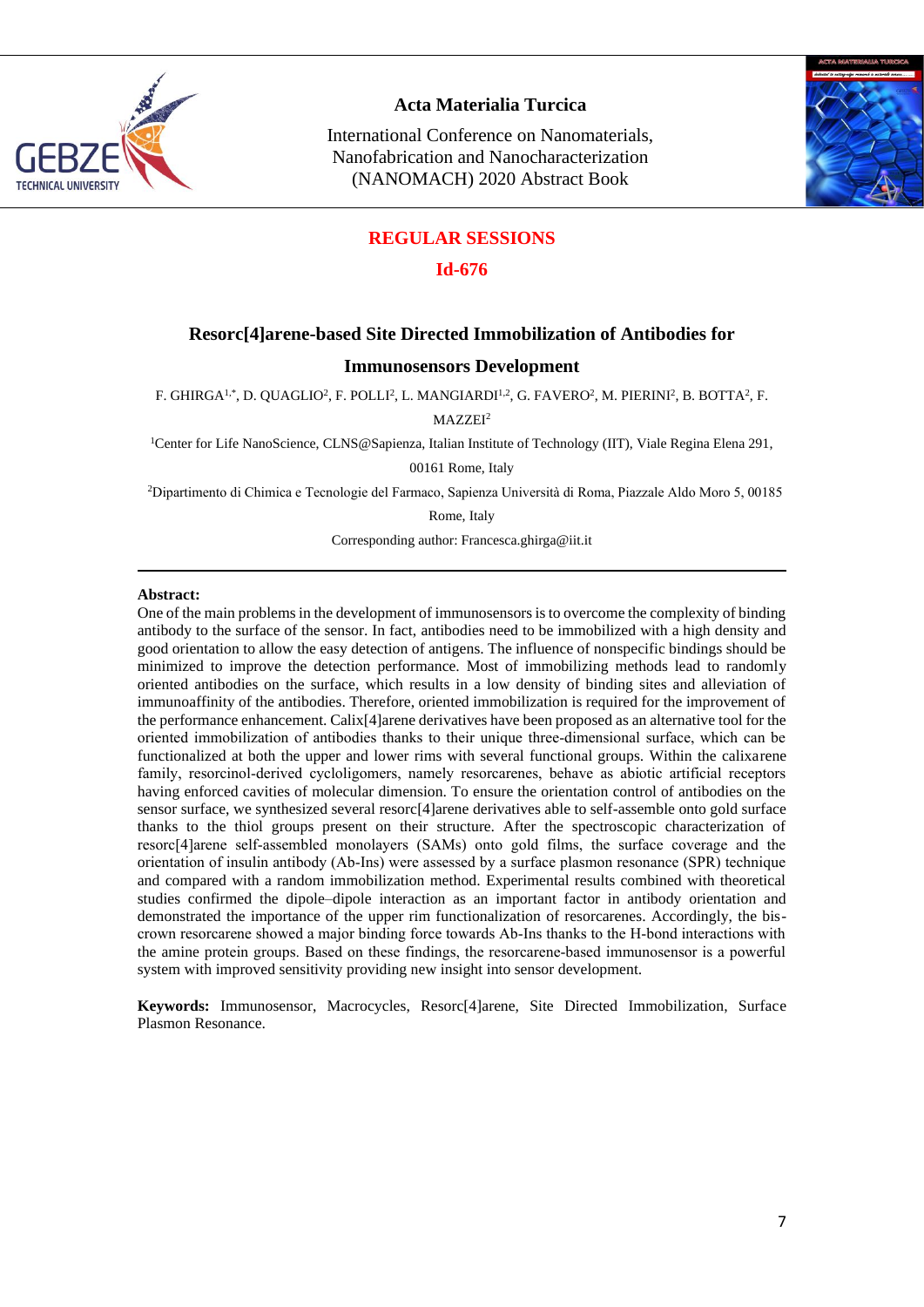## REGULAR SESSIONS

## Id-676

# Resorc[4]arene-based Site Directed Immobilization of Antibodies for Immunosensors Development

F. GHIRGA[1,*], D. QUAGLIO[2], F. POLLI[2], L. MANGIARDI[1,2], G. FAVERO[2], M. PIERINI[2], B. BOTTA[2], F. MAZZEI[2]

[1]Center for Life NanoScience, CLNS@Sapienza, Italian Institute of Technology (IIT), Viale Regina Elena 291, 00161 Rome, Italy

[2]Dipartimento di Chimica e Tecnologie del Farmaco, Sapienza Università di Roma, Piazzale Aldo Moro 5, 00185 Rome, Italy

Corresponding author: Francesca.ghirga@iit.it

---

**Abstract:**

One of the main problems in the development of immunosensors is to overcome the complexity of binding antibody to the surface of the sensor. In fact, antibodies need to be immobilized with a high density and good orientation to allow the easy detection of antigens. The influence of nonspecific bindings should be minimized to improve the detection performance. Most of immobilizing methods lead to randomly oriented antibodies on the surface, which results in a low density of binding sites and alleviation of immunoaffinity of the antibodies. Therefore, oriented immobilization is required for the improvement of the performance enhancement. Calix[4]arene derivatives have been proposed as an alternative tool for the oriented immobilization of antibodies thanks to their unique three-dimensional surface, which can be functionalized at both the upper and lower rims with several functional groups. Within the calixarene family, resorcinol-derived cycloligomers, namely resorcarenes, behave as abiotic artificial receptors having enforced cavities of molecular dimension. To ensure the orientation control of antibodies on the sensor surface, we synthesized several resorc[4]arene derivatives able to self-assemble onto gold surface thanks to the thiol groups present on their structure. After the spectroscopic characterization of resorc[4]arene self-assembled monolayers (SAMs) onto gold films, the surface coverage and the orientation of insulin antibody (Ab-Ins) were assessed by a surface plasmon resonance (SPR) technique and compared with a random immobilization method. Experimental results combined with theoretical studies confirmed the dipole–dipole interaction as an important factor in antibody orientation and demonstrated the importance of the upper rim functionalization of resorcarenes. Accordingly, the bis-crown resorcarene showed a major binding force towards Ab-Ins thanks to the H-bond interactions with the amine protein groups. Based on these findings, the resorcarene-based immunosensor is a powerful system with improved sensitivity providing new insight into sensor development.

**Keywords:** Immunosensor, Macrocycles, Resorc[4]arene, Site Directed Immobilization, Surface Plasmon Resonance.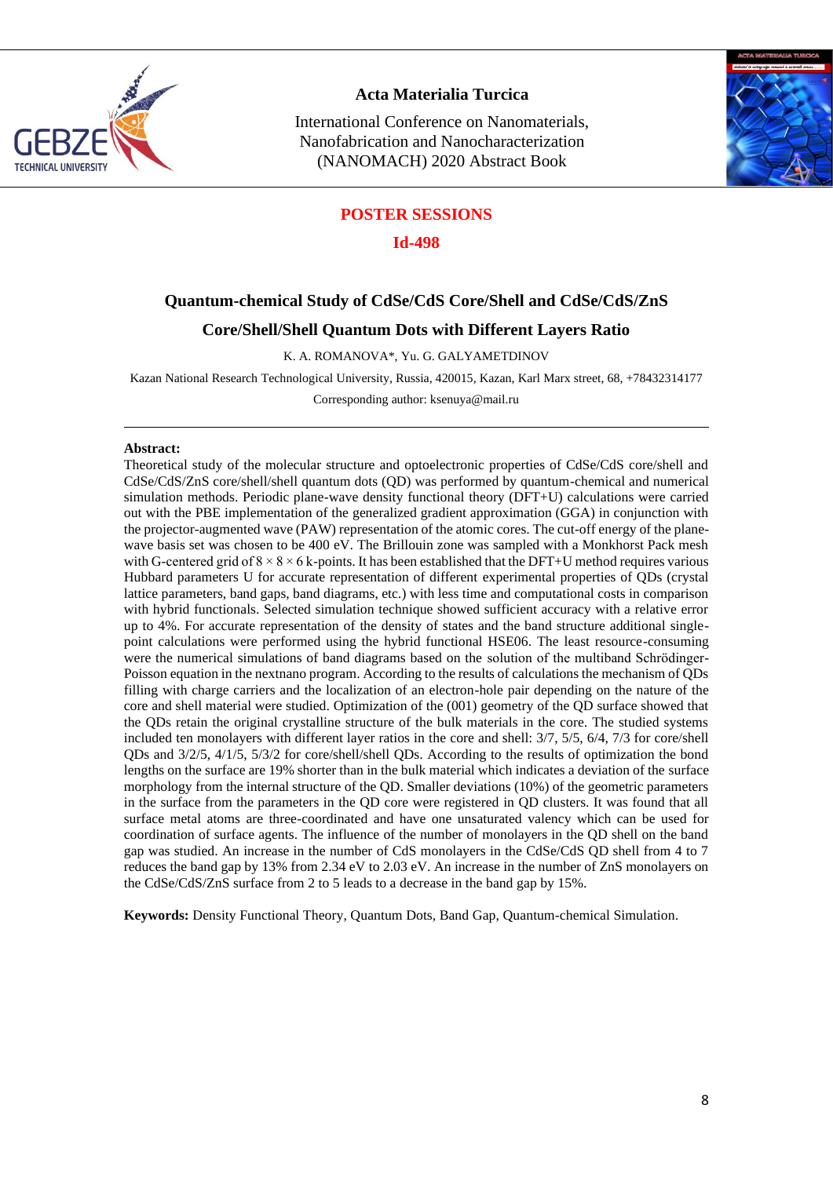## POSTER SESSIONS

### Id-498

# Quantum-chemical Study of CdSe/CdS Core/Shell and CdSe/CdS/ZnS Core/Shell/Shell Quantum Dots with Different Layers Ratio

K. A. ROMANOVA*, Yu. G. GALYAMETDINOV

Kazan National Research Technological University, Russia, 420015, Kazan, Karl Marx street, 68, +78432314177

Corresponding author: ksenuya@mail.ru

---

**Abstract:**

Theoretical study of the molecular structure and optoelectronic properties of CdSe/CdS core/shell and CdSe/CdS/ZnS core/shell/shell quantum dots (QD) was performed by quantum-chemical and numerical simulation methods. Periodic plane-wave density functional theory (DFT+U) calculations were carried out with the PBE implementation of the generalized gradient approximation (GGA) in conjunction with the projector-augmented wave (PAW) representation of the atomic cores. The cut-off energy of the plane-wave basis set was chosen to be 400 eV. The Brillouin zone was sampled with a Monkhorst Pack mesh with G-centered grid of $8 \times 8 \times 6$ k-points. It has been established that the DFT+U method requires various Hubbard parameters U for accurate representation of different experimental properties of QDs (crystal lattice parameters, band gaps, band diagrams, etc.) with less time and computational costs in comparison with hybrid functionals. Selected simulation technique showed sufficient accuracy with a relative error up to 4%. For accurate representation of the density of states and the band structure additional single-point calculations were performed using the hybrid functional HSE06. The least resource-consuming were the numerical simulations of band diagrams based on the solution of the multiband Schrödinger-Poisson equation in the nextnano program. According to the results of calculations the mechanism of QDs filling with charge carriers and the localization of an electron-hole pair depending on the nature of the core and shell material were studied. Optimization of the (001) geometry of the QD surface showed that the QDs retain the original crystalline structure of the bulk materials in the core. The studied systems included ten monolayers with different layer ratios in the core and shell: 3/7, 5/5, 6/4, 7/3 for core/shell QDs and 3/2/5, 4/1/5, 5/3/2 for core/shell/shell QDs. According to the results of optimization the bond lengths on the surface are 19% shorter than in the bulk material which indicates a deviation of the surface morphology from the internal structure of the QD. Smaller deviations (10%) of the geometric parameters in the surface from the parameters in the QD core were registered in QD clusters. It was found that all surface metal atoms are three-coordinated and have one unsaturated valency which can be used for coordination of surface agents. The influence of the number of monolayers in the QD shell on the band gap was studied. An increase in the number of CdS monolayers in the CdSe/CdS QD shell from 4 to 7 reduces the band gap by 13% from 2.34 eV to 2.03 eV. An increase in the number of ZnS monolayers on the CdSe/CdS/ZnS surface from 2 to 5 leads to a decrease in the band gap by 15%.

**Keywords:** Density Functional Theory, Quantum Dots, Band Gap, Quantum-chemical Simulation.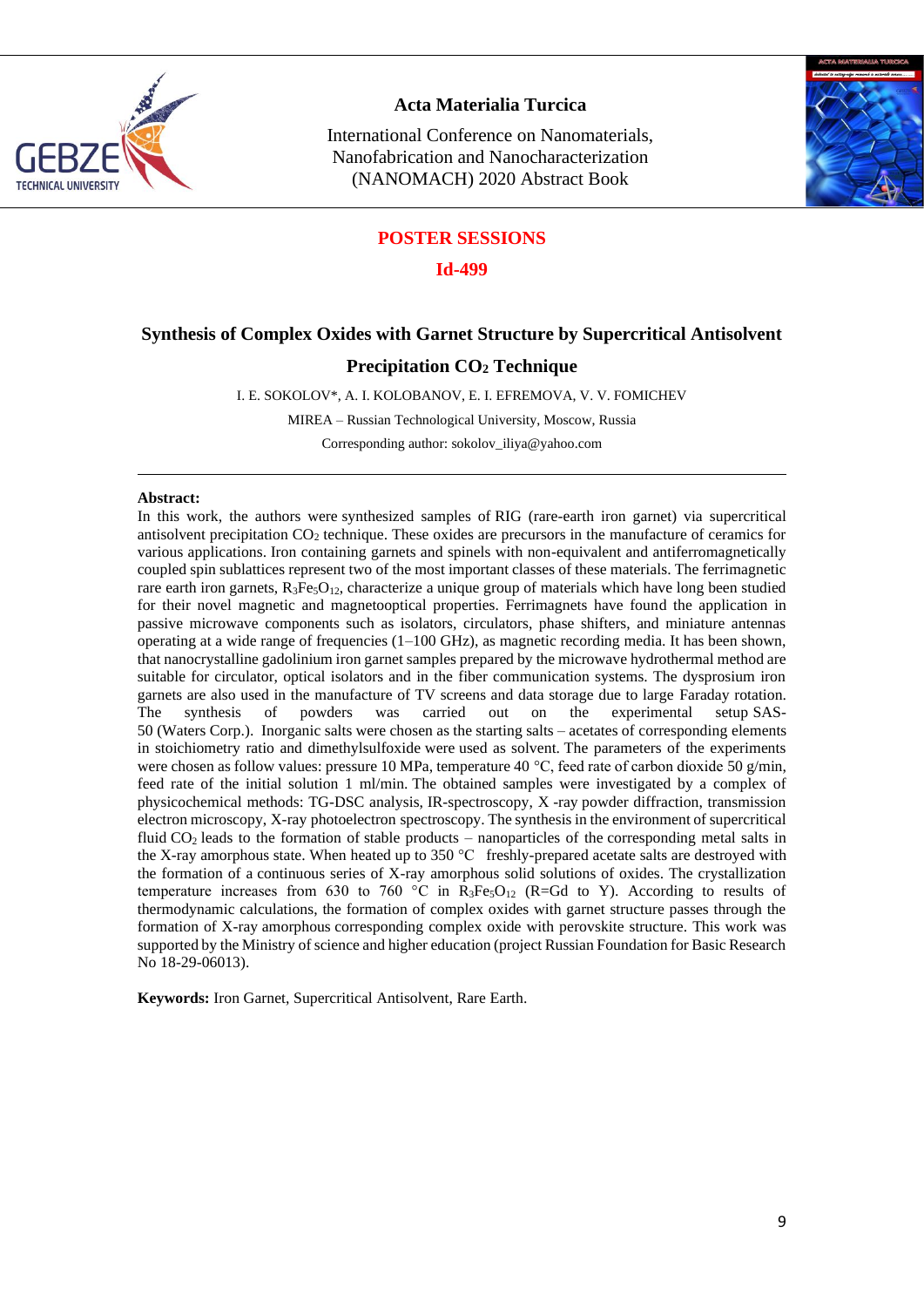## POSTER SESSIONS

## Id-499

# Synthesis of Complex Oxides with Garnet Structure by Supercritical Antisolvent Precipitation $CO_2$ Technique

I. E. SOKOLOV*, A. I. KOLOBANOV, E. I. EFREMOVA, V. V. FOMICHEV

MIREA – Russian Technological University, Moscow, Russia

Corresponding author: sokolov_iliya@yahoo.com

---

**Abstract:**

In this work, the authors were synthesized samples of RIG (rare-earth iron garnet) via supercritical antisolvent precipitation $CO_2$ technique. These oxides are precursors in the manufacture of ceramics for various applications. Iron containing garnets and spinels with non-equivalent and antiferromagnetically coupled spin sublattices represent two of the most important classes of these materials. The ferrimagnetic rare earth iron garnets, $R_3Fe_5O_{12}$, characterize a unique group of materials which have long been studied for their novel magnetic and magnetooptical properties. Ferrimagnets have found the application in passive microwave components such as isolators, circulators, phase shifters, and miniature antennas operating at a wide range of frequencies (1–100 GHz), as magnetic recording media. It has been shown, that nanocrystalline gadolinium iron garnet samples prepared by the microwave hydrothermal method are suitable for circulator, optical isolators and in the fiber communication systems. The dysprosium iron garnets are also used in the manufacture of TV screens and data storage due to large Faraday rotation. The synthesis of powders was carried out on the experimental setup SAS-50 (Waters Corp.). Inorganic salts were chosen as the starting salts – acetates of corresponding elements in stoichiometry ratio and dimethylsulfoxide were used as solvent. The parameters of the experiments were chosen as follow values: pressure 10 MPa, temperature 40 °C, feed rate of carbon dioxide 50 g/min, feed rate of the initial solution 1 ml/min. The obtained samples were investigated by a complex of physicochemical methods: TG-DSC analysis, IR-spectroscopy, X -ray powder diffraction, transmission electron microscopy, X-ray photoelectron spectroscopy. The synthesis in the environment of supercritical fluid $CO_2$ leads to the formation of stable products – nanoparticles of the corresponding metal salts in the X-ray amorphous state. When heated up to 350 °C freshly-prepared acetate salts are destroyed with the formation of a continuous series of X-ray amorphous solid solutions of oxides. The crystallization temperature increases from 630 to 760 °C in $R_3Fe_5O_{12}$ (R=Gd to Y). According to results of thermodynamic calculations, the formation of complex oxides with garnet structure passes through the formation of X-ray amorphous corresponding complex oxide with perovskite structure. This work was supported by the Ministry of science and higher education (project Russian Foundation for Basic Research No 18-29-06013).

**Keywords:** Iron Garnet, Supercritical Antisolvent, Rare Earth.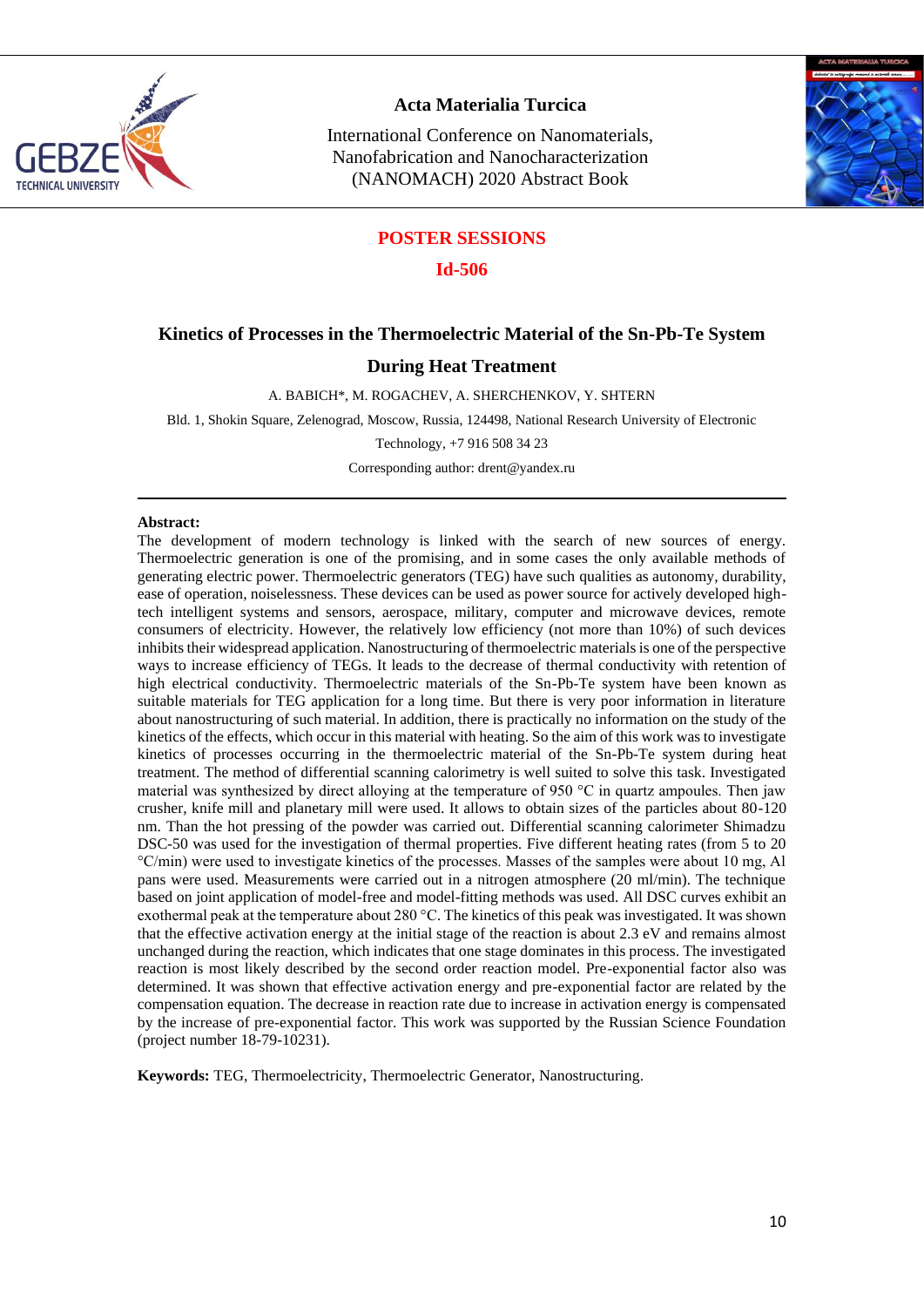**POSTER SESSIONS**

**Id-506**

# Kinetics of Processes in the Thermoelectric Material of the Sn-Pb-Te System During Heat Treatment

A. BABICH*, M. ROGACHEV, A. SHERCHENKOV, Y. SHTERN

Bld. 1, Shokin Square, Zelenograd, Moscow, Russia, 124498, National Research University of Electronic Technology, +7 916 508 34 23

Corresponding author: drent@yandex.ru

---

**Abstract:**

The development of modern technology is linked with the search of new sources of energy. Thermoelectric generation is one of the promising, and in some cases the only available methods of generating electric power. Thermoelectric generators (TEG) have such qualities as autonomy, durability, ease of operation, noiselessness. These devices can be used as power source for actively developed high-tech intelligent systems and sensors, aerospace, military, computer and microwave devices, remote consumers of electricity. However, the relatively low efficiency (not more than 10%) of such devices inhibits their widespread application. Nanostructuring of thermoelectric materials is one of the perspective ways to increase efficiency of TEGs. It leads to the decrease of thermal conductivity with retention of high electrical conductivity. Thermoelectric materials of the Sn-Pb-Te system have been known as suitable materials for TEG application for a long time. But there is very poor information in literature about nanostructuring of such material. In addition, there is practically no information on the study of the kinetics of the effects, which occur in this material with heating. So the aim of this work was to investigate kinetics of processes occurring in the thermoelectric material of the Sn-Pb-Te system during heat treatment. The method of differential scanning calorimetry is well suited to solve this task. Investigated material was synthesized by direct alloying at the temperature of 950 °C in quartz ampoules. Then jaw crusher, knife mill and planetary mill were used. It allows to obtain sizes of the particles about 80-120 nm. Than the hot pressing of the powder was carried out. Differential scanning calorimeter Shimadzu DSC-50 was used for the investigation of thermal properties. Five different heating rates (from 5 to 20 °C/min) were used to investigate kinetics of the processes. Masses of the samples were about 10 mg, Al pans were used. Measurements were carried out in a nitrogen atmosphere (20 ml/min). The technique based on joint application of model-free and model-fitting methods was used. All DSC curves exhibit an exothermal peak at the temperature about 280 °C. The kinetics of this peak was investigated. It was shown that the effective activation energy at the initial stage of the reaction is about 2.3 eV and remains almost unchanged during the reaction, which indicates that one stage dominates in this process. The investigated reaction is most likely described by the second order reaction model. Pre-exponential factor also was determined. It was shown that effective activation energy and pre-exponential factor are related by the compensation equation. The decrease in reaction rate due to increase in activation energy is compensated by the increase of pre-exponential factor. This work was supported by the Russian Science Foundation (project number 18-79-10231).

**Keywords:** TEG, Thermoelectricity, Thermoelectric Generator, Nanostructuring.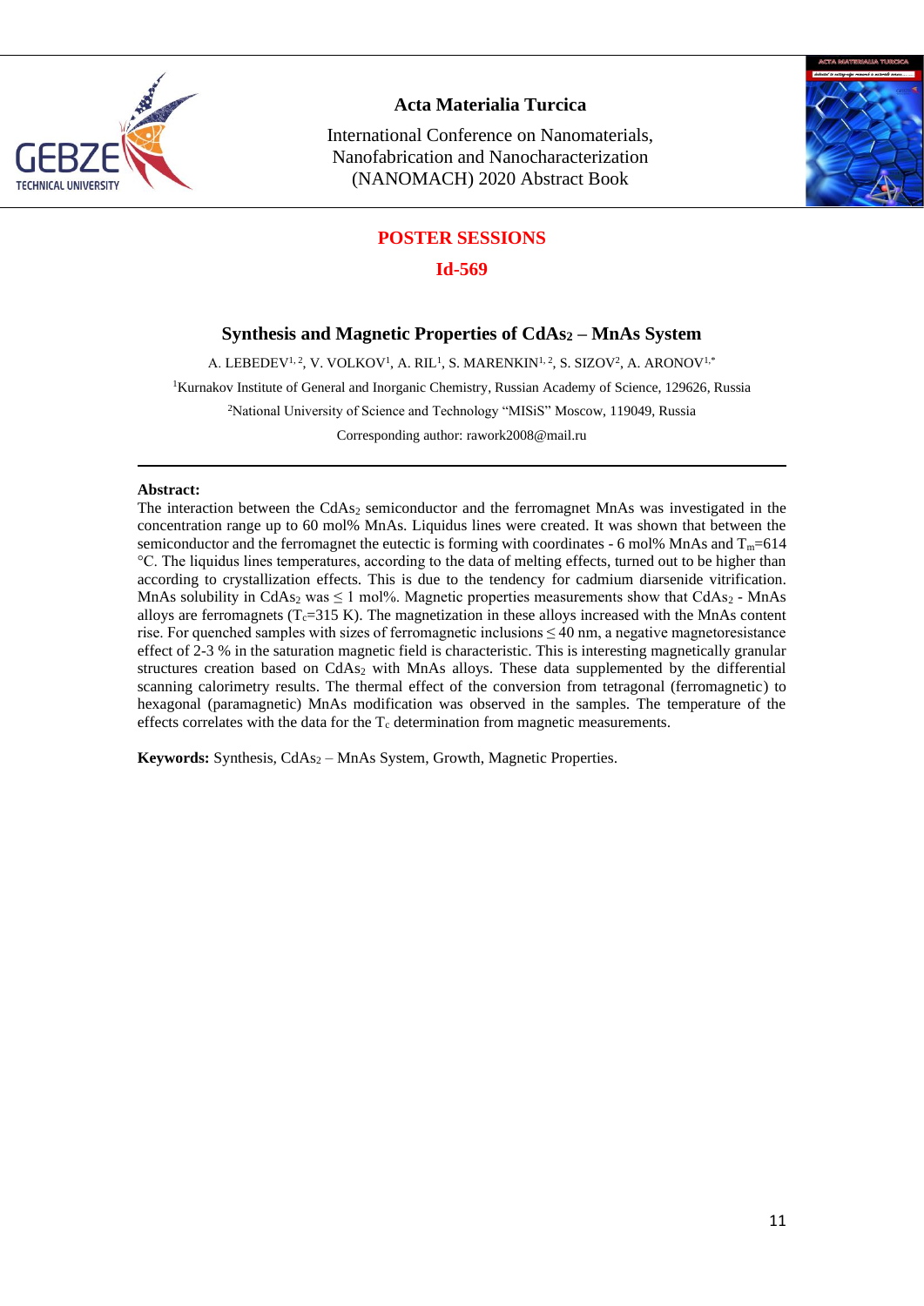## POSTER SESSIONS

### Id-569

# Synthesis and Magnetic Properties of $CdAs_2$ – MnAs System

A. LEBEDEV[1, 2], V. VOLKOV[1], A. RIL[1], S. MARENKIN[1, 2], S. SIZOV[2], A. ARONOV[1,*]

[1]Kurnakov Institute of General and Inorganic Chemistry, Russian Academy of Science, 129626, Russia

[2]National University of Science and Technology "MISiS" Moscow, 119049, Russia

Corresponding author: rawork2008@mail.ru

---

**Abstract:**

The interaction between the $CdAs_2$ semiconductor and the ferromagnet MnAs was investigated in the concentration range up to 60 mol% MnAs. Liquidus lines were created. It was shown that between the semiconductor and the ferromagnet the eutectic is forming with coordinates - 6 mol% MnAs and $T_m$=614 °C. The liquidus lines temperatures, according to the data of melting effects, turned out to be higher than according to crystallization effects. This is due to the tendency for cadmium diarsenide vitrification. MnAs solubility in $CdAs_2$ was ≤ 1 mol%. Magnetic properties measurements show that $CdAs_2$ - MnAs alloys are ferromagnets ($T_c$=315 K). The magnetization in these alloys increased with the MnAs content rise. For quenched samples with sizes of ferromagnetic inclusions ≤ 40 nm, a negative magnetoresistance effect of 2-3 % in the saturation magnetic field is characteristic. This is interesting magnetically granular structures creation based on $CdAs_2$ with MnAs alloys. These data supplemented by the differential scanning calorimetry results. The thermal effect of the conversion from tetragonal (ferromagnetic) to hexagonal (paramagnetic) MnAs modification was observed in the samples. The temperature of the effects correlates with the data for the $T_c$ determination from magnetic measurements.

**Keywords:** Synthesis, $CdAs_2$ – MnAs System, Growth, Magnetic Properties.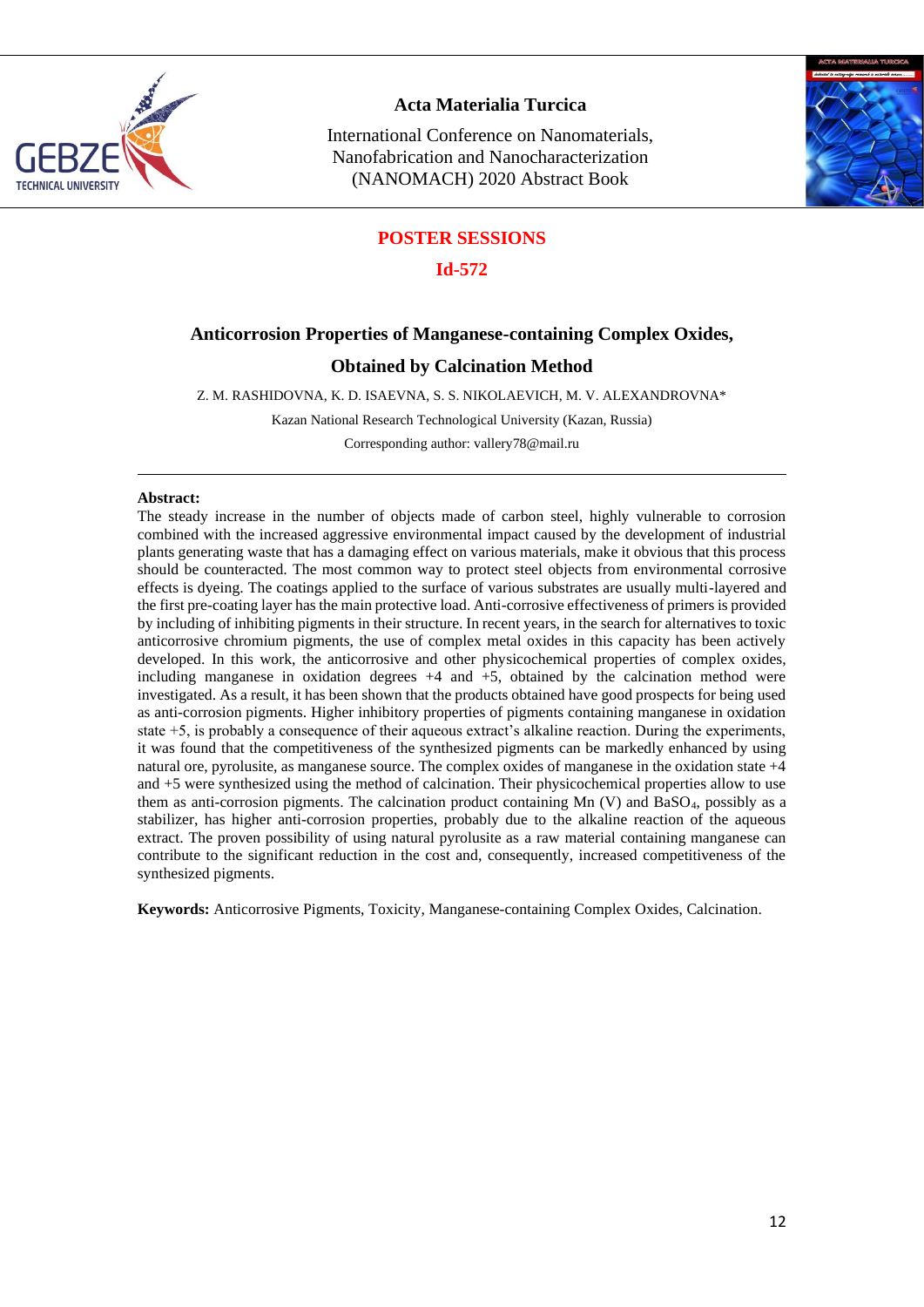## POSTER SESSIONS

### Id-572

# Anticorrosion Properties of Manganese-containing Complex Oxides, Obtained by Calcination Method

Z. M. RASHIDOVNA, K. D. ISAEVNA, S. S. NIKOLAEVICH, M. V. ALEXANDROVNA*

Kazan National Research Technological University (Kazan, Russia)

Corresponding author: vallery78@mail.ru

---

**Abstract:**

The steady increase in the number of objects made of carbon steel, highly vulnerable to corrosion combined with the increased aggressive environmental impact caused by the development of industrial plants generating waste that has a damaging effect on various materials, make it obvious that this process should be counteracted. The most common way to protect steel objects from environmental corrosive effects is dyeing. The coatings applied to the surface of various substrates are usually multi-layered and the first pre-coating layer has the main protective load. Anti-corrosive effectiveness of primers is provided by including of inhibiting pigments in their structure. In recent years, in the search for alternatives to toxic anticorrosive chromium pigments, the use of complex metal oxides in this capacity has been actively developed. In this work, the anticorrosive and other physicochemical properties of complex oxides, including manganese in oxidation degrees +4 and +5, obtained by the calcination method were investigated. As a result, it has been shown that the products obtained have good prospects for being used as anti-corrosion pigments. Higher inhibitory properties of pigments containing manganese in oxidation state +5, is probably a consequence of their aqueous extract's alkaline reaction. During the experiments, it was found that the competitiveness of the synthesized pigments can be markedly enhanced by using natural ore, pyrolusite, as manganese source. The complex oxides of manganese in the oxidation state +4 and +5 were synthesized using the method of calcination. Their physicochemical properties allow to use them as anti-corrosion pigments. The calcination product containing Mn (V) and $BaSO_4$, possibly as a stabilizer, has higher anti-corrosion properties, probably due to the alkaline reaction of the aqueous extract. The proven possibility of using natural pyrolusite as a raw material containing manganese can contribute to the significant reduction in the cost and, consequently, increased competitiveness of the synthesized pigments.

**Keywords:** Anticorrosive Pigments, Toxicity, Manganese-containing Complex Oxides, Calcination.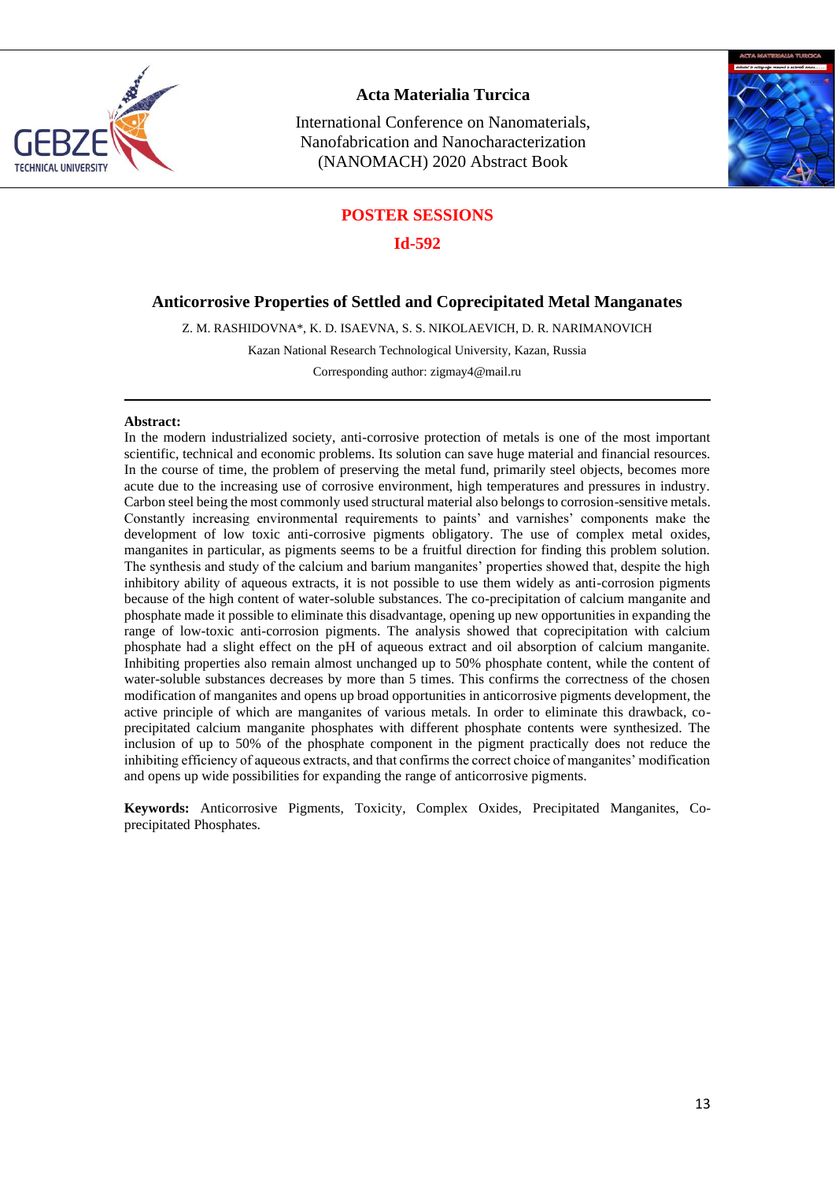**POSTER SESSIONS**

**Id-592**

## Anticorrosive Properties of Settled and Coprecipitated Metal Manganates

Z. M. RASHIDOVNA*, K. D. ISAEVNA, S. S. NIKOLAEVICH, D. R. NARIMANOVICH

Kazan National Research Technological University, Kazan, Russia

Corresponding author: zigmay4@mail.ru

---

**Abstract:**
In the modern industrialized society, anti-corrosive protection of metals is one of the most important scientific, technical and economic problems. Its solution can save huge material and financial resources. In the course of time, the problem of preserving the metal fund, primarily steel objects, becomes more acute due to the increasing use of corrosive environment, high temperatures and pressures in industry. Carbon steel being the most commonly used structural material also belongs to corrosion-sensitive metals. Constantly increasing environmental requirements to paints' and varnishes' components make the development of low toxic anti-corrosive pigments obligatory. The use of complex metal oxides, manganites in particular, as pigments seems to be a fruitful direction for finding this problem solution. The synthesis and study of the calcium and barium manganites' properties showed that, despite the high inhibitory ability of aqueous extracts, it is not possible to use them widely as anti-corrosion pigments because of the high content of water-soluble substances. The co-precipitation of calcium manganite and phosphate made it possible to eliminate this disadvantage, opening up new opportunities in expanding the range of low-toxic anti-corrosion pigments. The analysis showed that coprecipitation with calcium phosphate had a slight effect on the pH of aqueous extract and oil absorption of calcium manganite. Inhibiting properties also remain almost unchanged up to 50% phosphate content, while the content of water-soluble substances decreases by more than 5 times. This confirms the correctness of the chosen modification of manganites and opens up broad opportunities in anticorrosive pigments development, the active principle of which are manganites of various metals. In order to eliminate this drawback, co-precipitated calcium manganite phosphates with different phosphate contents were synthesized. The inclusion of up to 50% of the phosphate component in the pigment practically does not reduce the inhibiting efficiency of aqueous extracts, and that confirms the correct choice of manganites' modification and opens up wide possibilities for expanding the range of anticorrosive pigments.

**Keywords:** Anticorrosive Pigments, Toxicity, Complex Oxides, Precipitated Manganites, Co-precipitated Phosphates.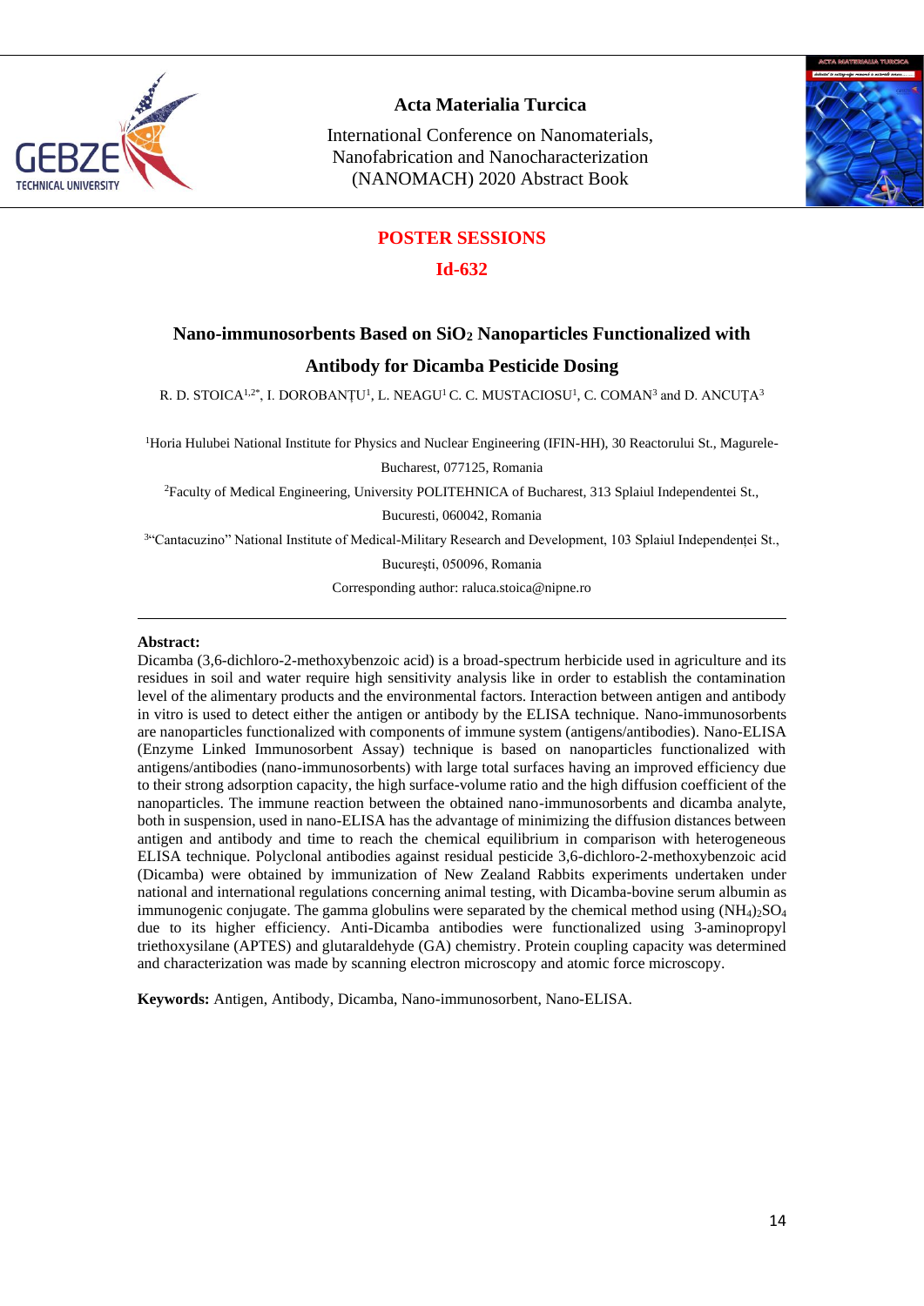## POSTER SESSIONS

## Id-632

# Nano-immunosorbents Based on $SiO_2$ Nanoparticles Functionalized with Antibody for Dicamba Pesticide Dosing

R. D. STOICA[1,2*], I. DOROBANȚU[1], L. NEAGU[1] C. C. MUSTACIOSU[1], C. COMAN[3] and D. ANCUȚA[3]

[1]Horia Hulubei National Institute for Physics and Nuclear Engineering (IFIN-HH), 30 Reactorului St., Magurele-Bucharest, 077125, Romania

[2]Faculty of Medical Engineering, University POLITEHNICA of Bucharest, 313 Splaiul Independentei St., Bucuresti, 060042, Romania

[3]"Cantacuzino" National Institute of Medical-Military Research and Development, 103 Splaiul Independenței St., București, 050096, Romania

Corresponding author: raluca.stoica@nipne.ro

---

**Abstract:**

Dicamba (3,6-dichloro-2-methoxybenzoic acid) is a broad-spectrum herbicide used in agriculture and its residues in soil and water require high sensitivity analysis like in order to establish the contamination level of the alimentary products and the environmental factors. Interaction between antigen and antibody in vitro is used to detect either the antigen or antibody by the ELISA technique. Nano-immunosorbents are nanoparticles functionalized with components of immune system (antigens/antibodies). Nano-ELISA (Enzyme Linked Immunosorbent Assay) technique is based on nanoparticles functionalized with antigens/antibodies (nano-immunosorbents) with large total surfaces having an improved efficiency due to their strong adsorption capacity, the high surface-volume ratio and the high diffusion coefficient of the nanoparticles. The immune reaction between the obtained nano-immunosorbents and dicamba analyte, both in suspension, used in nano-ELISA has the advantage of minimizing the diffusion distances between antigen and antibody and time to reach the chemical equilibrium in comparison with heterogeneous ELISA technique. Polyclonal antibodies against residual pesticide 3,6-dichloro-2-methoxybenzoic acid (Dicamba) were obtained by immunization of New Zealand Rabbits experiments undertaken under national and international regulations concerning animal testing, with Dicamba-bovine serum albumin as immunogenic conjugate. The gamma globulins were separated by the chemical method using $(NH_4)_2SO_4$ due to its higher efficiency. Anti-Dicamba antibodies were functionalized using 3-aminopropyl triethoxysilane (APTES) and glutaraldehyde (GA) chemistry. Protein coupling capacity was determined and characterization was made by scanning electron microscopy and atomic force microscopy.

**Keywords:** Antigen, Antibody, Dicamba, Nano-immunosorbent, Nano-ELISA.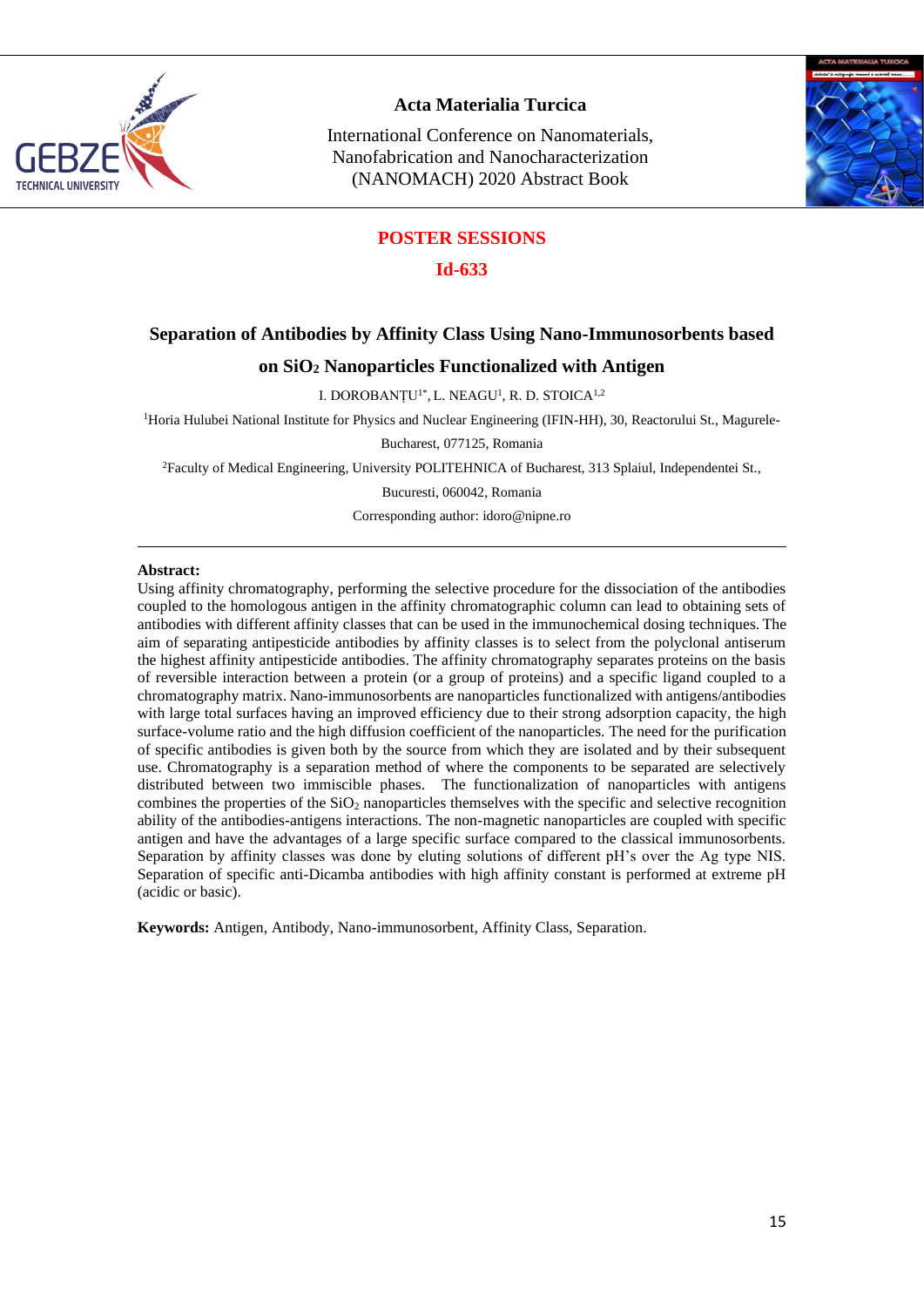## POSTER SESSIONS

## Id-633

# Separation of Antibodies by Affinity Class Using Nano-Immunosorbents based on $SiO_2$ Nanoparticles Functionalized with Antigen

I. DOROBANȚU[1*], L. NEAGU[1], R. D. STOICA[1,2]

[1]Horia Hulubei National Institute for Physics and Nuclear Engineering (IFIN-HH), 30, Reactorului St., Magurele-Bucharest, 077125, Romania

[2]Faculty of Medical Engineering, University POLITEHNICA of Bucharest, 313 Splaiul, Independentei St., Bucuresti, 060042, Romania

Corresponding author: idoro@nipne.ro

---

**Abstract:**
Using affinity chromatography, performing the selective procedure for the dissociation of the antibodies coupled to the homologous antigen in the affinity chromatographic column can lead to obtaining sets of antibodies with different affinity classes that can be used in the immunochemical dosing techniques. The aim of separating antipesticide antibodies by affinity classes is to select from the polyclonal antiserum the highest affinity antipesticide antibodies. The affinity chromatography separates proteins on the basis of reversible interaction between a protein (or a group of proteins) and a specific ligand coupled to a chromatography matrix. Nano-immunosorbents are nanoparticles functionalized with antigens/antibodies with large total surfaces having an improved efficiency due to their strong adsorption capacity, the high surface-volume ratio and the high diffusion coefficient of the nanoparticles. The need for the purification of specific antibodies is given both by the source from which they are isolated and by their subsequent use. Chromatography is a separation method of where the components to be separated are selectively distributed between two immiscible phases. The functionalization of nanoparticles with antigens combines the properties of the $SiO_2$ nanoparticles themselves with the specific and selective recognition ability of the antibodies-antigens interactions. The non-magnetic nanoparticles are coupled with specific antigen and have the advantages of a large specific surface compared to the classical immunosorbents. Separation by affinity classes was done by eluting solutions of different pH's over the Ag type NIS. Separation of specific anti-Dicamba antibodies with high affinity constant is performed at extreme pH (acidic or basic).

**Keywords:** Antigen, Antibody, Nano-immunosorbent, Affinity Class, Separation.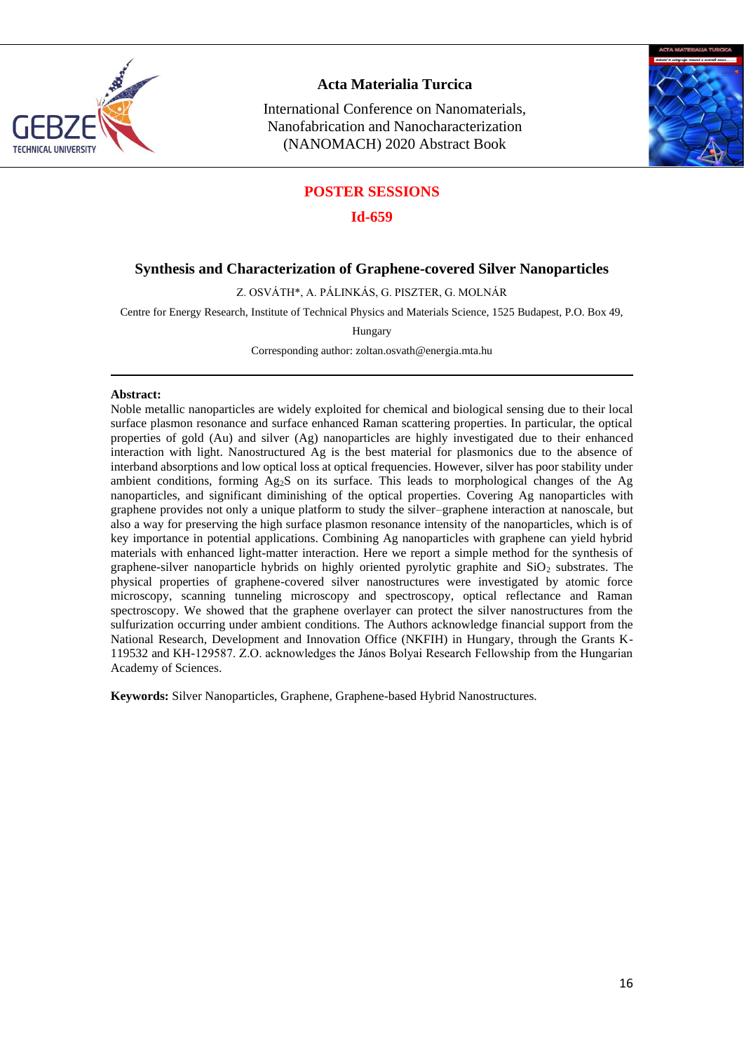## POSTER SESSIONS

### Id-659

# Synthesis and Characterization of Graphene-covered Silver Nanoparticles

Z. OSVÁTH*, A. PÁLINKÁS, G. PISZTER, G. MOLNÁR

Centre for Energy Research, Institute of Technical Physics and Materials Science, 1525 Budapest, P.O. Box 49, Hungary

Corresponding author: zoltan.osvath@energia.mta.hu

---

**Abstract:**

Noble metallic nanoparticles are widely exploited for chemical and biological sensing due to their local surface plasmon resonance and surface enhanced Raman scattering properties. In particular, the optical properties of gold (Au) and silver (Ag) nanoparticles are highly investigated due to their enhanced interaction with light. Nanostructured Ag is the best material for plasmonics due to the absence of interband absorptions and low optical loss at optical frequencies. However, silver has poor stability under ambient conditions, forming $Ag_2S$ on its surface. This leads to morphological changes of the Ag nanoparticles, and significant diminishing of the optical properties. Covering Ag nanoparticles with graphene provides not only a unique platform to study the silver–graphene interaction at nanoscale, but also a way for preserving the high surface plasmon resonance intensity of the nanoparticles, which is of key importance in potential applications. Combining Ag nanoparticles with graphene can yield hybrid materials with enhanced light-matter interaction. Here we report a simple method for the synthesis of graphene-silver nanoparticle hybrids on highly oriented pyrolytic graphite and $SiO_2$ substrates. The physical properties of graphene-covered silver nanostructures were investigated by atomic force microscopy, scanning tunneling microscopy and spectroscopy, optical reflectance and Raman spectroscopy. We showed that the graphene overlayer can protect the silver nanostructures from the sulfurization occurring under ambient conditions. The Authors acknowledge financial support from the National Research, Development and Innovation Office (NKFIH) in Hungary, through the Grants K-119532 and KH-129587. Z.O. acknowledges the János Bolyai Research Fellowship from the Hungarian Academy of Sciences.

**Keywords:** Silver Nanoparticles, Graphene, Graphene-based Hybrid Nanostructures.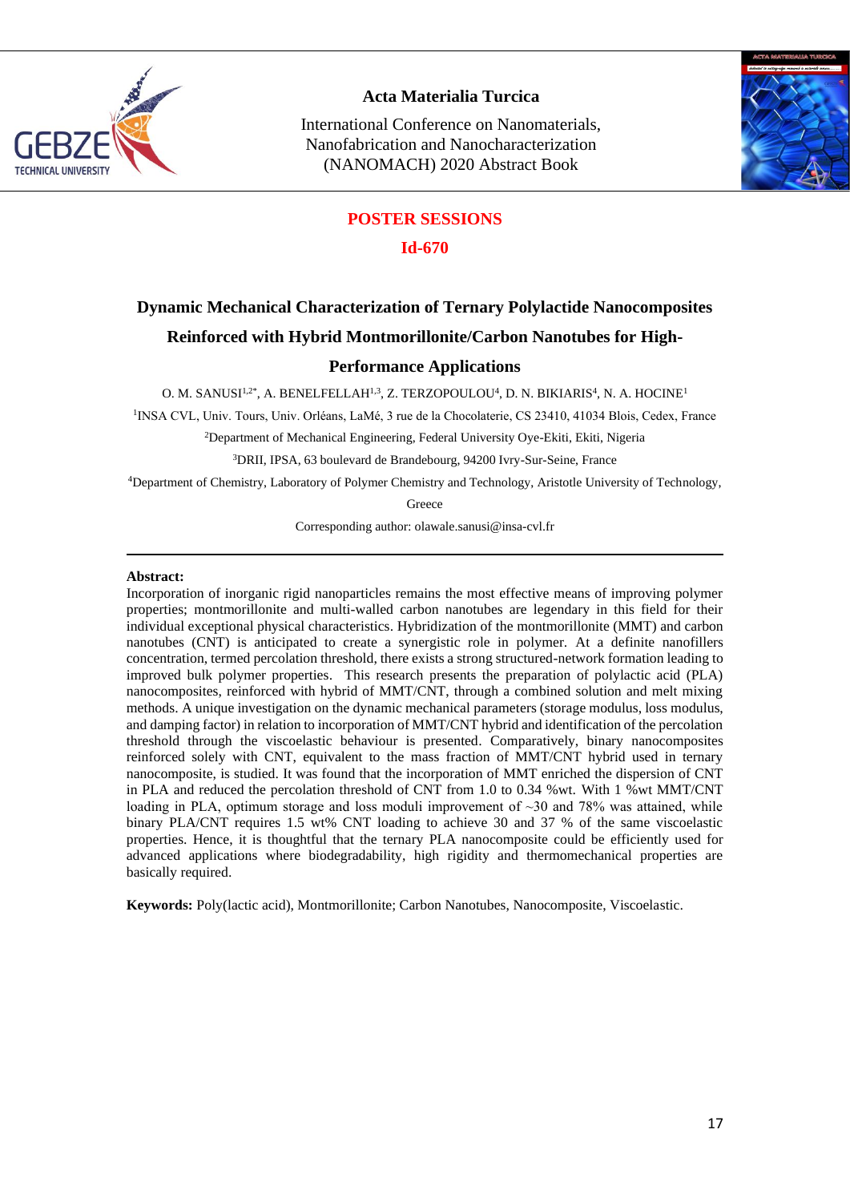**POSTER SESSIONS**

**Id-670**

# Dynamic Mechanical Characterization of Ternary Polylactide Nanocomposites Reinforced with Hybrid Montmorillonite/Carbon Nanotubes for High-Performance Applications

O. M. SANUSI[1,2*], A. BENELFELLAH[1,3], Z. TERZOPOULOU[4], D. N. BIKIARIS[4], N. A. HOCINE[1]

[1]INSA CVL, Univ. Tours, Univ. Orléans, LaMé, 3 rue de la Chocolaterie, CS 23410, 41034 Blois, Cedex, France

[2]Department of Mechanical Engineering, Federal University Oye-Ekiti, Ekiti, Nigeria

[3]DRII, IPSA, 63 boulevard de Brandebourg, 94200 Ivry-Sur-Seine, France

[4]Department of Chemistry, Laboratory of Polymer Chemistry and Technology, Aristotle University of Technology, Greece

Corresponding author: olawale.sanusi@insa-cvl.fr

---

**Abstract:**

Incorporation of inorganic rigid nanoparticles remains the most effective means of improving polymer properties; montmorillonite and multi-walled carbon nanotubes are legendary in this field for their individual exceptional physical characteristics. Hybridization of the montmorillonite (MMT) and carbon nanotubes (CNT) is anticipated to create a synergistic role in polymer. At a definite nanofillers concentration, termed percolation threshold, there exists a strong structured-network formation leading to improved bulk polymer properties. This research presents the preparation of polylactic acid (PLA) nanocomposites, reinforced with hybrid of MMT/CNT, through a combined solution and melt mixing methods. A unique investigation on the dynamic mechanical parameters (storage modulus, loss modulus, and damping factor) in relation to incorporation of MMT/CNT hybrid and identification of the percolation threshold through the viscoelastic behaviour is presented. Comparatively, binary nanocomposites reinforced solely with CNT, equivalent to the mass fraction of MMT/CNT hybrid used in ternary nanocomposite, is studied. It was found that the incorporation of MMT enriched the dispersion of CNT in PLA and reduced the percolation threshold of CNT from 1.0 to 0.34 %wt. With 1 %wt MMT/CNT loading in PLA, optimum storage and loss moduli improvement of ~30 and 78% was attained, while binary PLA/CNT requires 1.5 wt% CNT loading to achieve 30 and 37 % of the same viscoelastic properties. Hence, it is thoughtful that the ternary PLA nanocomposite could be efficiently used for advanced applications where biodegradability, high rigidity and thermomechanical properties are basically required.

**Keywords:** Poly(lactic acid), Montmorillonite; Carbon Nanotubes, Nanocomposite, Viscoelastic.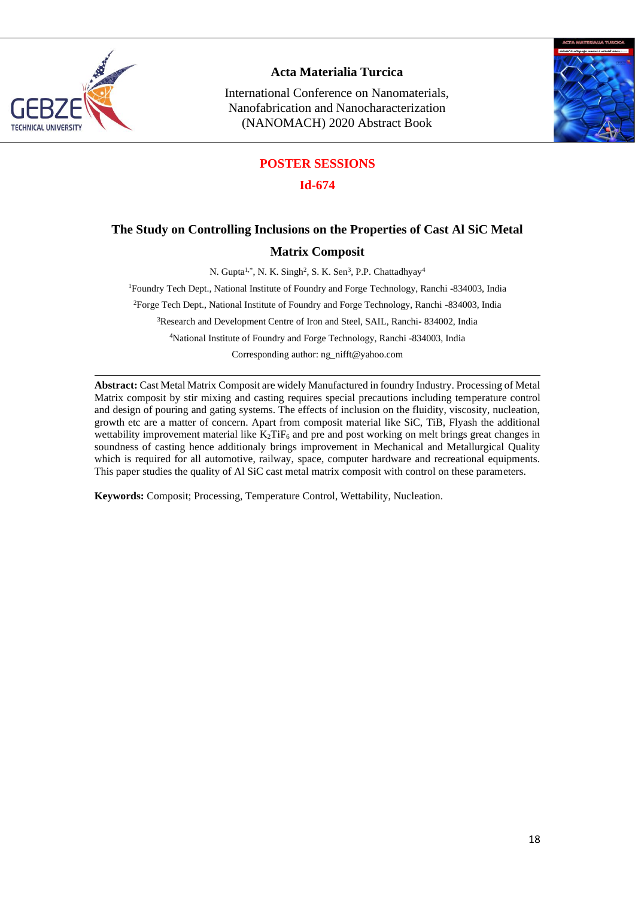**POSTER SESSIONS**

**Id-674**

## The Study on Controlling Inclusions on the Properties of Cast Al SiC Metal Matrix Composit

N. Gupta[1,*], N. K. Singh[2], S. K. Sen[3], P.P. Chattadhyay[4]

[1]Foundry Tech Dept., National Institute of Foundry and Forge Technology, Ranchi -834003, India

[2]Forge Tech Dept., National Institute of Foundry and Forge Technology, Ranchi -834003, India

[3]Research and Development Centre of Iron and Steel, SAIL, Ranchi- 834002, India

[4]National Institute of Foundry and Forge Technology, Ranchi -834003, India

Corresponding author: ng_nifft@yahoo.com

**Abstract:** Cast Metal Matrix Composit are widely Manufactured in foundry Industry. Processing of Metal Matrix composit by stir mixing and casting requires special precautions including temperature control and design of pouring and gating systems. The effects of inclusion on the fluidity, viscosity, nucleation, growth etc are a matter of concern. Apart from composit material like SiC, TiB, Flyash the additional wettability improvement material like $K_2TiF_6$ and pre and post working on melt brings great changes in soundness of casting hence additionaly brings improvement in Mechanical and Metallurgical Quality which is required for all automotive, railway, space, computer hardware and recreational equipments. This paper studies the quality of Al SiC cast metal matrix composit with control on these parameters.

**Keywords:** Composit; Processing, Temperature Control, Wettability, Nucleation.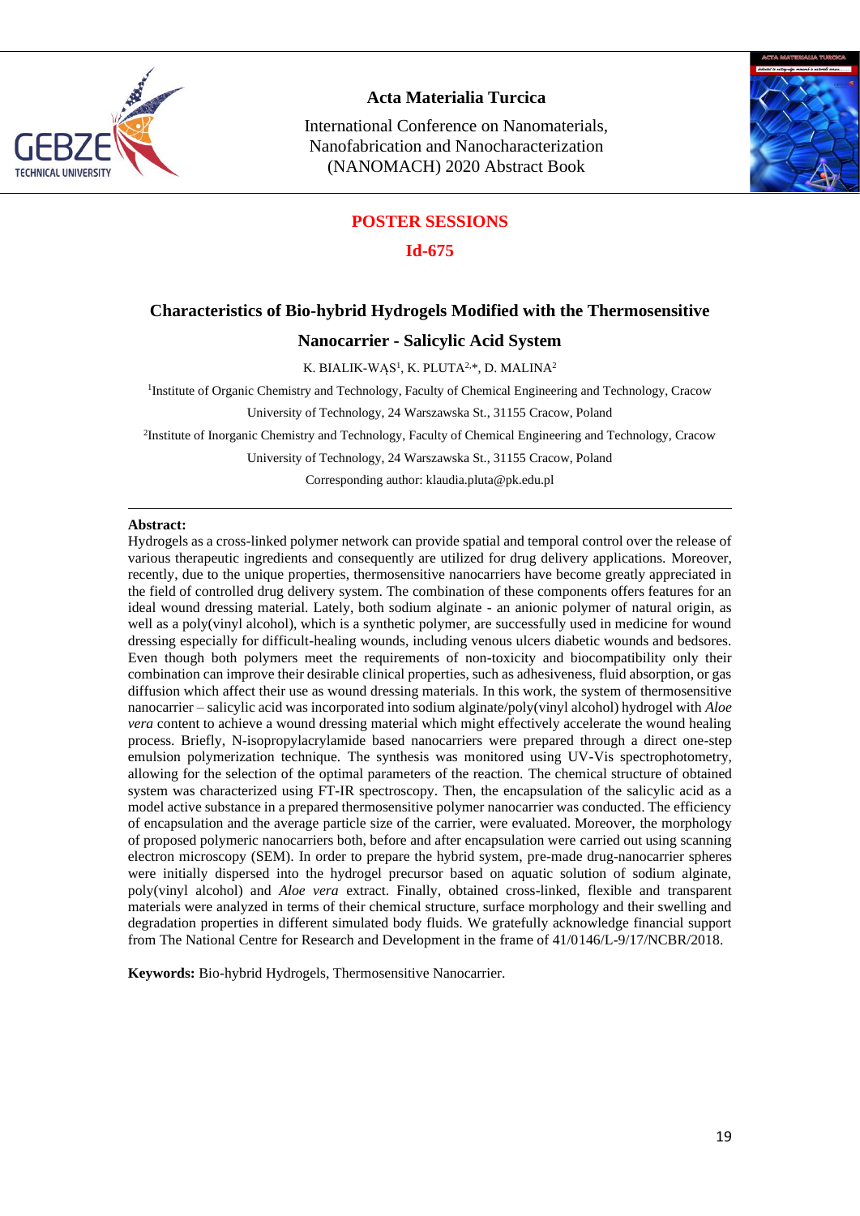## POSTER SESSIONS

**Id-675**

# Characteristics of Bio-hybrid Hydrogels Modified with the Thermosensitive Nanocarrier - Salicylic Acid System

K. BIALIK-WĄS[1], K. PLUTA[2,*], D. MALINA[2]

[1]Institute of Organic Chemistry and Technology, Faculty of Chemical Engineering and Technology, Cracow University of Technology, 24 Warszawska St., 31155 Cracow, Poland

[2]Institute of Inorganic Chemistry and Technology, Faculty of Chemical Engineering and Technology, Cracow University of Technology, 24 Warszawska St., 31155 Cracow, Poland

Corresponding author: klaudia.pluta@pk.edu.pl

---

**Abstract:**
Hydrogels as a cross-linked polymer network can provide spatial and temporal control over the release of various therapeutic ingredients and consequently are utilized for drug delivery applications. Moreover, recently, due to the unique properties, thermosensitive nanocarriers have become greatly appreciated in the field of controlled drug delivery system. The combination of these components offers features for an ideal wound dressing material. Lately, both sodium alginate - an anionic polymer of natural origin, as well as a poly(vinyl alcohol), which is a synthetic polymer, are successfully used in medicine for wound dressing especially for difficult-healing wounds, including venous ulcers diabetic wounds and bedsores. Even though both polymers meet the requirements of non-toxicity and biocompatibility only their combination can improve their desirable clinical properties, such as adhesiveness, fluid absorption, or gas diffusion which affect their use as wound dressing materials. In this work, the system of thermosensitive nanocarrier – salicylic acid was incorporated into sodium alginate/poly(vinyl alcohol) hydrogel with *Aloe vera* content to achieve a wound dressing material which might effectively accelerate the wound healing process. Briefly, N-isopropylacrylamide based nanocarriers were prepared through a direct one-step emulsion polymerization technique. The synthesis was monitored using UV-Vis spectrophotometry, allowing for the selection of the optimal parameters of the reaction. The chemical structure of obtained system was characterized using FT-IR spectroscopy. Then, the encapsulation of the salicylic acid as a model active substance in a prepared thermosensitive polymer nanocarrier was conducted. The efficiency of encapsulation and the average particle size of the carrier, were evaluated. Moreover, the morphology of proposed polymeric nanocarriers both, before and after encapsulation were carried out using scanning electron microscopy (SEM). In order to prepare the hybrid system, pre-made drug-nanocarrier spheres were initially dispersed into the hydrogel precursor based on aquatic solution of sodium alginate, poly(vinyl alcohol) and *Aloe vera* extract. Finally, obtained cross-linked, flexible and transparent materials were analyzed in terms of their chemical structure, surface morphology and their swelling and degradation properties in different simulated body fluids. We gratefully acknowledge financial support from The National Centre for Research and Development in the frame of 41/0146/L-9/17/NCBR/2018.

**Keywords:** Bio-hybrid Hydrogels, Thermosensitive Nanocarrier.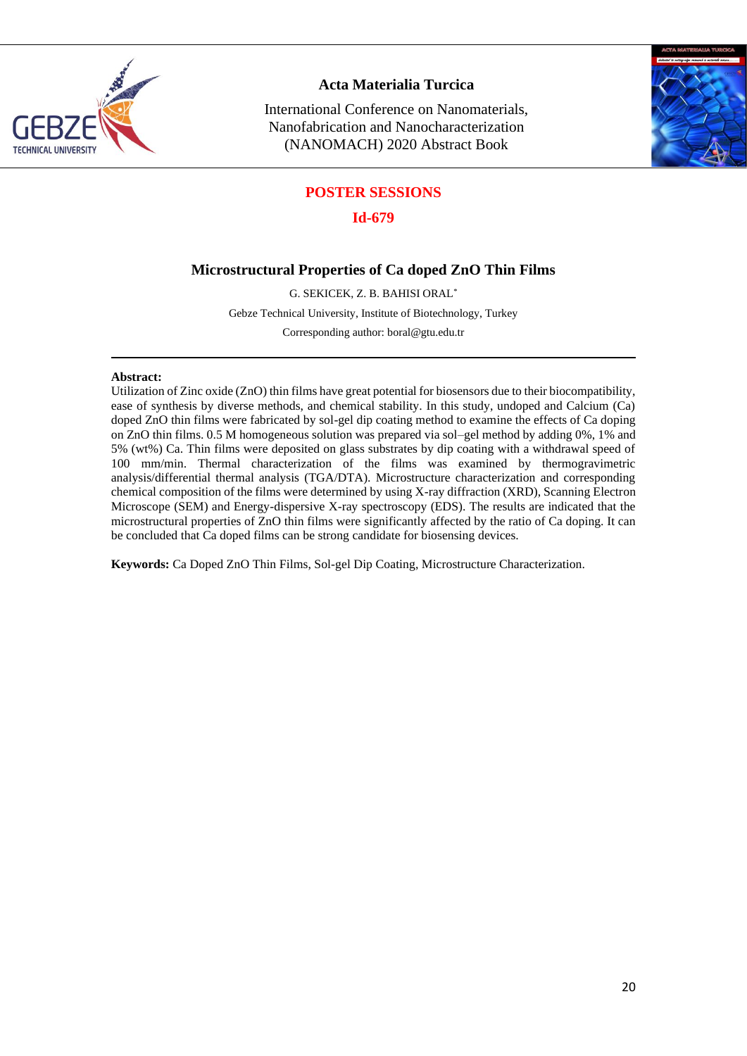## POSTER SESSIONS

## Id-679

# Microstructural Properties of Ca doped ZnO Thin Films

G. SEKICEK, Z. B. BAHISI ORAL*

Gebze Technical University, Institute of Biotechnology, Turkey

Corresponding author: boral@gtu.edu.tr

---

**Abstract:**
Utilization of Zinc oxide (ZnO) thin films have great potential for biosensors due to their biocompatibility, ease of synthesis by diverse methods, and chemical stability. In this study, undoped and Calcium (Ca) doped ZnO thin films were fabricated by sol-gel dip coating method to examine the effects of Ca doping on ZnO thin films. 0.5 M homogeneous solution was prepared via sol–gel method by adding 0%, 1% and 5% (wt%) Ca. Thin films were deposited on glass substrates by dip coating with a withdrawal speed of 100 mm/min. Thermal characterization of the films was examined by thermogravimetric analysis/differential thermal analysis (TGA/DTA). Microstructure characterization and corresponding chemical composition of the films were determined by using X-ray diffraction (XRD), Scanning Electron Microscope (SEM) and Energy-dispersive X-ray spectroscopy (EDS). The results are indicated that the microstructural properties of ZnO thin films were significantly affected by the ratio of Ca doping. It can be concluded that Ca doped films can be strong candidate for biosensing devices.

**Keywords:** Ca Doped ZnO Thin Films, Sol-gel Dip Coating, Microstructure Characterization.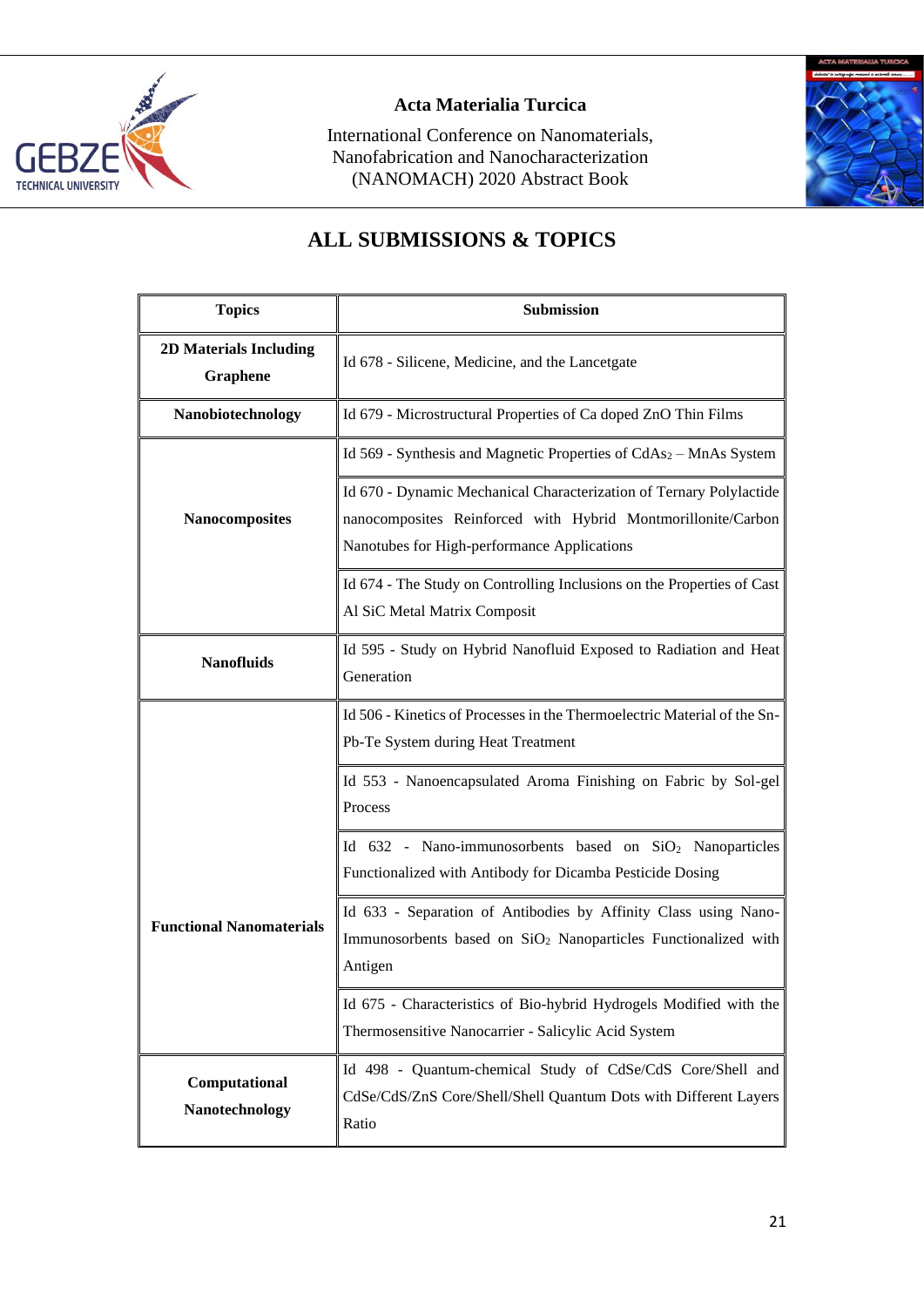## ALL SUBMISSIONS & TOPICS

| Topics | Submission |
|---|---|
| **2D Materials Including Graphene** | Id 678 - Silicene, Medicine, and the Lancetgate |
| **Nanobiotechnology** | Id 679 - Microstructural Properties of Ca doped ZnO Thin Films |
| **Nanocomposites** | Id 569 - Synthesis and Magnetic Properties of $CdAs_2$ – MnAs System |
| | Id 670 - Dynamic Mechanical Characterization of Ternary Polylactide nanocomposites Reinforced with Hybrid Montmorillonite/Carbon Nanotubes for High-performance Applications |
| | Id 674 - The Study on Controlling Inclusions on the Properties of Cast Al SiC Metal Matrix Composit |
| **Nanofluids** | Id 595 - Study on Hybrid Nanofluid Exposed to Radiation and Heat Generation |
| **Functional Nanomaterials** | Id 506 - Kinetics of Processes in the Thermoelectric Material of the Sn-Pb-Te System during Heat Treatment |
| | Id 553 - Nanoencapsulated Aroma Finishing on Fabric by Sol-gel Process |
| | Id 632 - Nano-immunosorbents based on $SiO_2$ Nanoparticles Functionalized with Antibody for Dicamba Pesticide Dosing |
| | Id 633 - Separation of Antibodies by Affinity Class using Nano-Immunosorbents based on $SiO_2$ Nanoparticles Functionalized with Antigen |
| | Id 675 - Characteristics of Bio-hybrid Hydrogels Modified with the Thermosensitive Nanocarrier - Salicylic Acid System |
| **Computational Nanotechnology** | Id 498 - Quantum-chemical Study of CdSe/CdS Core/Shell and CdSe/CdS/ZnS Core/Shell/Shell Quantum Dots with Different Layers Ratio |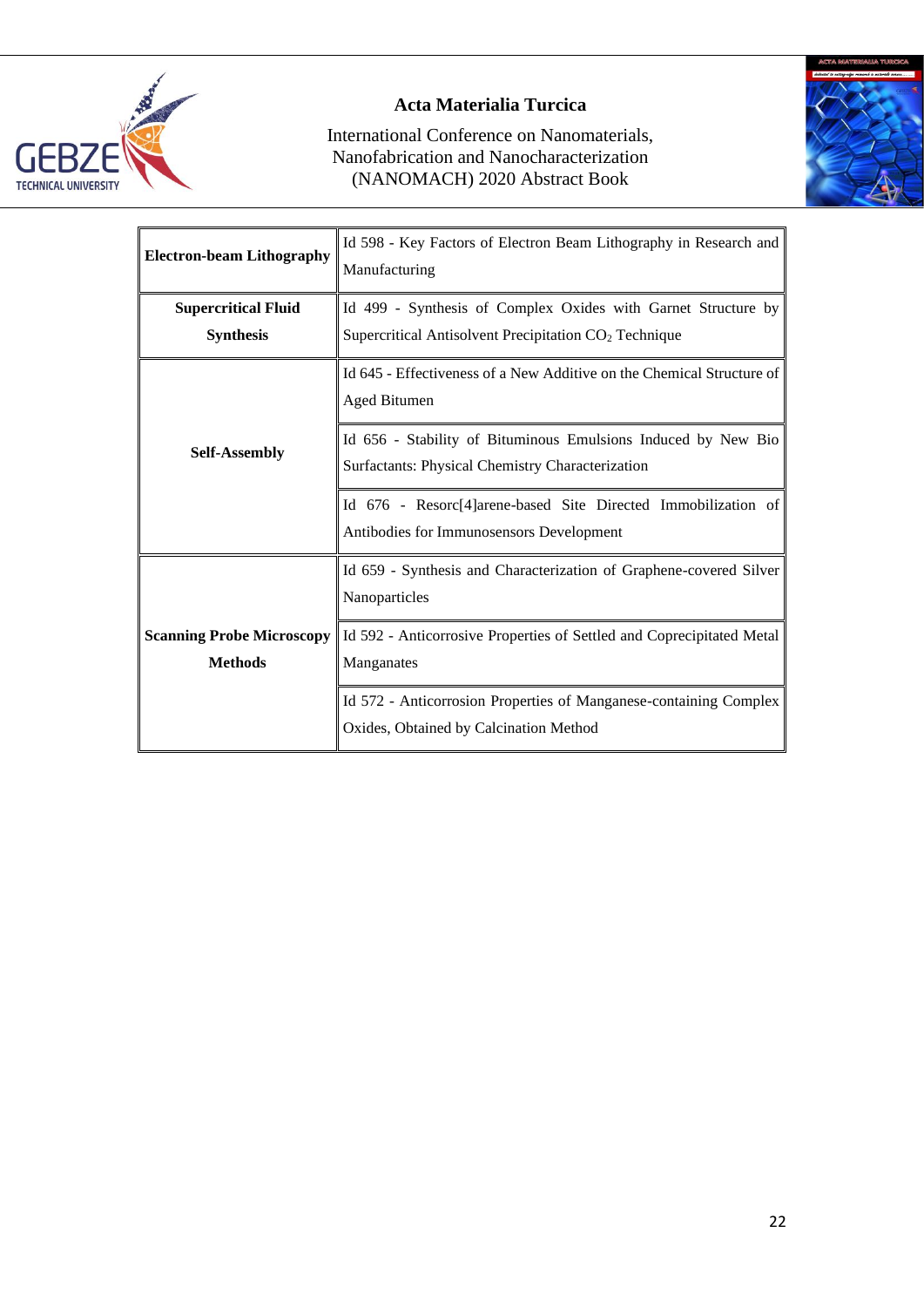| | |
|---|---|
| **Electron-beam Lithography** | Id 598 - Key Factors of Electron Beam Lithography in Research and Manufacturing |
| **Supercritical Fluid Synthesis** | Id 499 - Synthesis of Complex Oxides with Garnet Structure by Supercritical Antisolvent Precipitation $CO_2$ Technique |
| **Self-Assembly** | Id 645 - Effectiveness of a New Additive on the Chemical Structure of Aged Bitumen |
| | Id 656 - Stability of Bituminous Emulsions Induced by New Bio Surfactants: Physical Chemistry Characterization |
| | Id 676 - Resorc[4]arene-based Site Directed Immobilization of Antibodies for Immunosensors Development |
| **Scanning Probe Microscopy Methods** | Id 659 - Synthesis and Characterization of Graphene-covered Silver Nanoparticles |
| | Id 592 - Anticorrosive Properties of Settled and Coprecipitated Metal Manganates |
| | Id 572 - Anticorrosion Properties of Manganese-containing Complex Oxides, Obtained by Calcination Method |